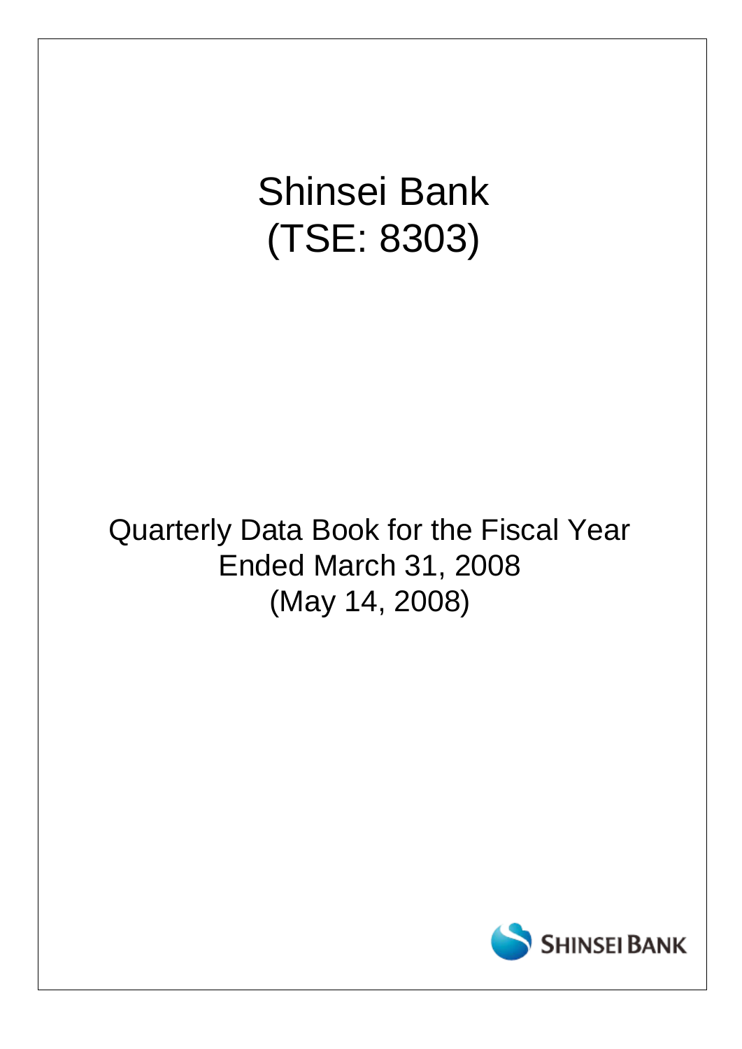# Shinsei Bank
# (TSE: 8303)

## Quarterly Data Book for the Fiscal Year Ended March 31, 2008
## (May 14, 2008)

SHINSEI BANK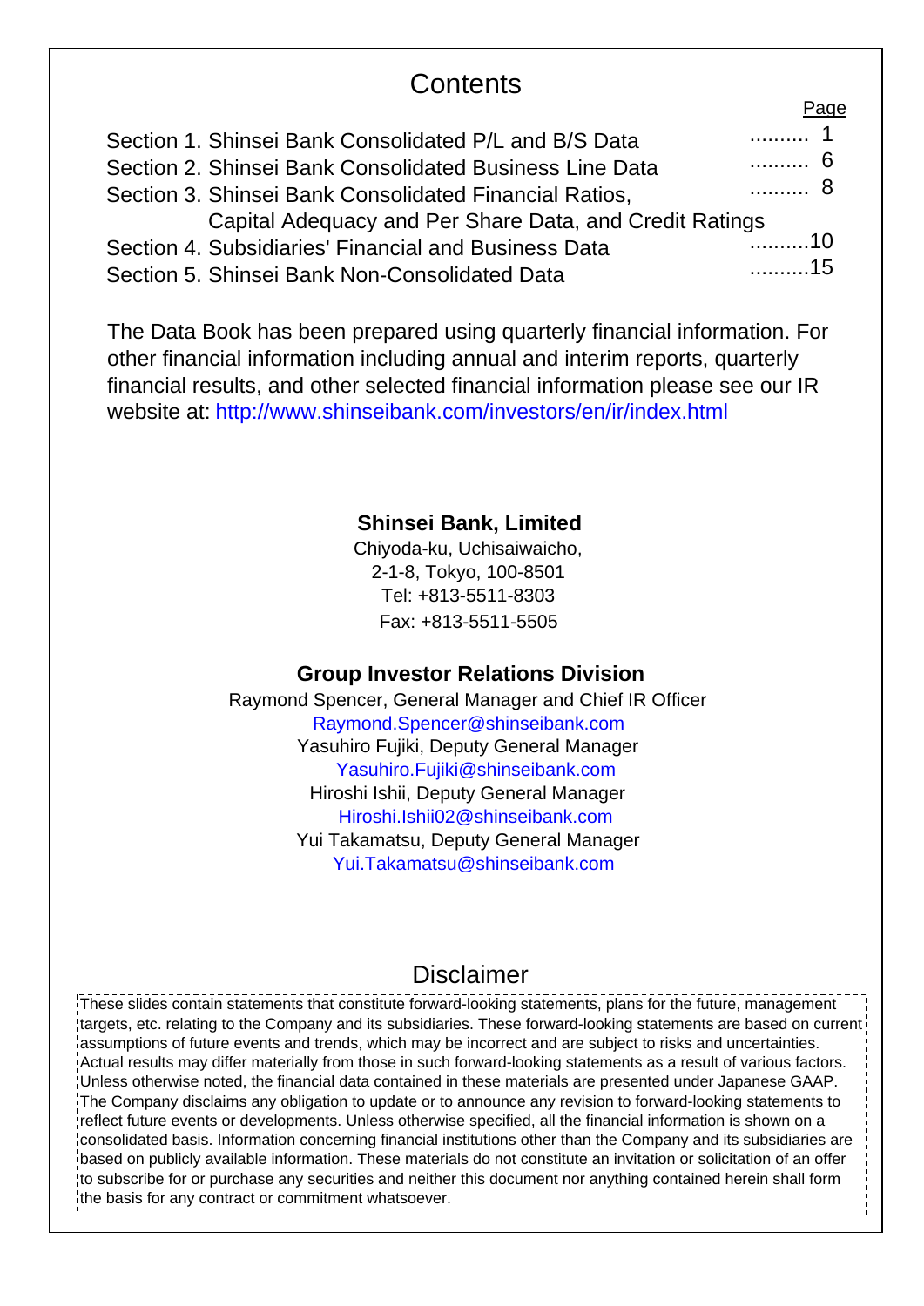# Contents

| | Page |
|---|---|
| Section 1. Shinsei Bank Consolidated P/L and B/S Data | .......... 1 |
| Section 2. Shinsei Bank Consolidated Business Line Data | .......... 6 |
| Section 3. Shinsei Bank Consolidated Financial Ratios, Capital Adequacy and Per Share Data, and Credit Ratings | .......... 8 |
| Section 4. Subsidiaries' Financial and Business Data | ..........10 |
| Section 5. Shinsei Bank Non-Consolidated Data | ..........15 |

The Data Book has been prepared using quarterly financial information. For other financial information including annual and interim reports, quarterly financial results, and other selected financial information please see our IR website at: http://www.shinseibank.com/investors/en/ir/index.html

**Shinsei Bank, Limited**

Chiyoda-ku, Uchisaiwaicho,
2-1-8, Tokyo, 100-8501
Tel: +813-5511-8303
Fax: +813-5511-5505

**Group Investor Relations Division**

Raymond Spencer, General Manager and Chief IR Officer
Raymond.Spencer@shinseibank.com
Yasuhiro Fujiki, Deputy General Manager
Yasuhiro.Fujiki@shinseibank.com
Hiroshi Ishii, Deputy General Manager
Hiroshi.Ishii02@shinseibank.com
Yui Takamatsu, Deputy General Manager
Yui.Takamatsu@shinseibank.com

## Disclaimer

These slides contain statements that constitute forward-looking statements, plans for the future, management targets, etc. relating to the Company and its subsidiaries. These forward-looking statements are based on current assumptions of future events and trends, which may be incorrect and are subject to risks and uncertainties. Actual results may differ materially from those in such forward-looking statements as a result of various factors. Unless otherwise noted, the financial data contained in these materials are presented under Japanese GAAP. The Company disclaims any obligation to update or to announce any revision to forward-looking statements to reflect future events or developments. Unless otherwise specified, all the financial information is shown on a consolidated basis. Information concerning financial institutions other than the Company and its subsidiaries are based on publicly available information. These materials do not constitute an invitation or solicitation of an offer to subscribe for or purchase any securities and neither this document nor anything contained herein shall form the basis for any contract or commitment whatsoever.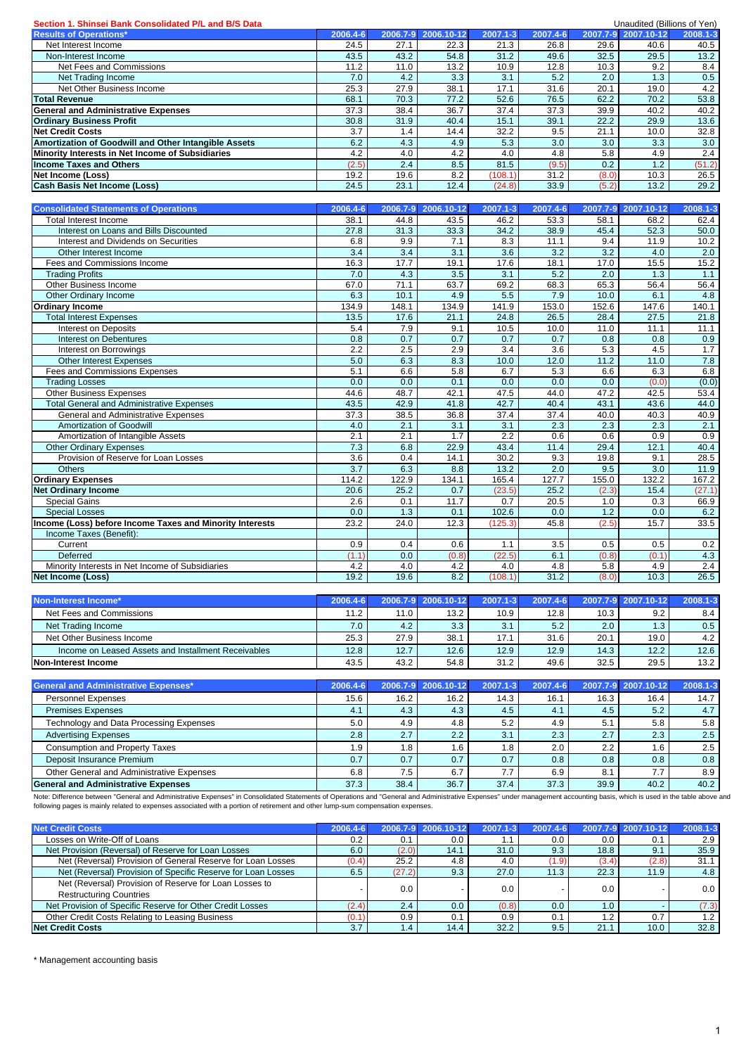## Section 1. Shinsei Bank Consolidated P/L and B/S Data

Unaudited (Billions of Yen)

| Results of Operations* | 2006.4-6 | 2006.7-9 | 2006.10-12 | 2007.1-3 | 2007.4-6 | 2007.7-9 | 2007.10-12 | 2008.1-3 |
|---|---|---|---|---|---|---|---|---|
| Net Interest Income | 24.5 | 27.1 | 22.3 | 21.3 | 26.8 | 29.6 | 40.6 | 40.5 |
| Non-Interest Income | 43.5 | 43.2 | 54.8 | 31.2 | 49.6 | 32.5 | 29.5 | 13.2 |
| Net Fees and Commissions | 11.2 | 11.0 | 13.2 | 10.9 | 12.8 | 10.3 | 9.2 | 8.4 |
| Net Trading Income | 7.0 | 4.2 | 3.3 | 3.1 | 5.2 | 2.0 | 1.3 | 0.5 |
| Net Other Business Income | 25.3 | 27.9 | 38.1 | 17.1 | 31.6 | 20.1 | 19.0 | 4.2 |
| **Total Revenue** | 68.1 | 70.3 | 77.2 | 52.6 | 76.5 | 62.2 | 70.2 | 53.8 |
| **General and Administrative Expenses** | 37.3 | 38.4 | 36.7 | 37.4 | 37.3 | 39.9 | 40.2 | 40.2 |
| **Ordinary Business Profit** | 30.8 | 31.9 | 40.4 | 15.1 | 39.1 | 22.2 | 29.9 | 13.6 |
| **Net Credit Costs** | 3.7 | 1.4 | 14.4 | 32.2 | 9.5 | 21.1 | 10.0 | 32.8 |
| **Amortization of Goodwill and Other Intangible Assets** | 6.2 | 4.3 | 4.9 | 5.3 | 3.0 | 3.0 | 3.3 | 3.0 |
| **Minority Interests in Net Income of Subsidiaries** | 4.2 | 4.0 | 4.2 | 4.0 | 4.8 | 5.8 | 4.9 | 2.4 |
| **Income Taxes and Others** | (2.5) | 2.4 | 8.5 | 81.5 | (9.5) | 0.2 | 1.2 | (51.2) |
| **Net Income (Loss)** | 19.2 | 19.6 | 8.2 | (108.1) | 31.2 | (8.0) | 10.3 | 26.5 |
| **Cash Basis Net Income (Loss)** | 24.5 | 23.1 | 12.4 | (24.8) | 33.9 | (5.2) | 13.2 | 29.2 |

| Consolidated Statements of Operations | 2006.4-6 | 2006.7-9 | 2006.10-12 | 2007.1-3 | 2007.4-6 | 2007.7-9 | 2007.10-12 | 2008.1-3 |
|---|---|---|---|---|---|---|---|---|
| Total Interest Income | 38.1 | 44.8 | 43.5 | 46.2 | 53.3 | 58.1 | 68.2 | 62.4 |
| Interest on Loans and Bills Discounted | 27.8 | 31.3 | 33.3 | 34.2 | 38.9 | 45.4 | 52.3 | 50.0 |
| Interest and Dividends on Securities | 6.8 | 9.9 | 7.1 | 8.3 | 11.1 | 9.4 | 11.9 | 10.2 |
| Other Interest Income | 3.4 | 3.4 | 3.1 | 3.6 | 3.2 | 3.2 | 4.0 | 2.0 |
| Fees and Commissions Income | 16.3 | 17.7 | 19.1 | 17.6 | 18.1 | 17.0 | 15.5 | 15.2 |
| Trading Profits | 7.0 | 4.3 | 3.5 | 3.1 | 5.2 | 2.0 | 1.3 | 1.1 |
| Other Business Income | 67.0 | 71.1 | 63.7 | 69.2 | 68.3 | 65.3 | 56.4 | 56.4 |
| Other Ordinary Income | 6.3 | 10.1 | 4.9 | 5.5 | 7.9 | 10.0 | 6.1 | 4.8 |
| **Ordinary Income** | 134.9 | 148.1 | 134.9 | 141.9 | 153.0 | 152.6 | 147.6 | 140.1 |
| Total Interest Expenses | 13.5 | 17.6 | 21.1 | 24.8 | 26.5 | 28.4 | 27.5 | 21.8 |
| Interest on Deposits | 5.4 | 7.9 | 9.1 | 10.5 | 10.0 | 11.0 | 11.1 | 11.1 |
| Interest on Debentures | 0.8 | 0.7 | 0.7 | 0.7 | 0.7 | 0.8 | 0.8 | 0.9 |
| Interest on Borrowings | 2.2 | 2.5 | 2.9 | 3.4 | 3.6 | 5.3 | 4.5 | 1.7 |
| Other Interest Expenses | 5.0 | 6.3 | 8.3 | 10.0 | 12.0 | 11.2 | 11.0 | 7.8 |
| Fees and Commissions Expenses | 5.1 | 6.6 | 5.8 | 6.7 | 5.3 | 6.6 | 6.3 | 6.8 |
| Trading Losses | 0.0 | 0.0 | 0.1 | 0.0 | 0.0 | 0.0 | (0.0) | (0.0) |
| Other Business Expenses | 44.6 | 48.7 | 42.1 | 47.5 | 44.0 | 47.2 | 42.5 | 53.4 |
| Total General and Administrative Expenses | 43.5 | 42.9 | 41.8 | 42.7 | 40.4 | 43.1 | 43.6 | 44.0 |
| General and Administrative Expenses | 37.3 | 38.5 | 36.8 | 37.4 | 37.4 | 40.0 | 40.3 | 40.9 |
| Amortization of Goodwill | 4.0 | 2.1 | 3.1 | 3.1 | 2.3 | 2.3 | 2.3 | 2.1 |
| Amortization of Intangible Assets | 2.1 | 2.1 | 1.7 | 2.2 | 0.6 | 0.6 | 0.9 | 0.9 |
| Other Ordinary Expenses | 7.3 | 6.8 | 22.9 | 43.4 | 11.4 | 29.4 | 12.1 | 40.4 |
| Provision of Reserve for Loan Losses | 3.6 | 0.4 | 14.1 | 30.2 | 9.3 | 19.8 | 9.1 | 28.5 |
| Others | 3.7 | 6.3 | 8.8 | 13.2 | 2.0 | 9.5 | 3.0 | 11.9 |
| **Ordinary Expenses** | 114.2 | 122.9 | 134.1 | 165.4 | 127.7 | 155.0 | 132.2 | 167.2 |
| **Net Ordinary Income** | 20.6 | 25.2 | 0.7 | (23.5) | 25.2 | (2.3) | 15.4 | (27.1) |
| Special Gains | 2.6 | 0.1 | 11.7 | 0.7 | 20.5 | 1.0 | 0.3 | 66.9 |
| Special Losses | 0.0 | 1.3 | 0.1 | 102.6 | 0.0 | 1.2 | 0.0 | 6.2 |
| **Income (Loss) before Income Taxes and Minority Interests** | 23.2 | 24.0 | 12.3 | (125.3) | 45.8 | (2.5) | 15.7 | 33.5 |
| Income Taxes (Benefit): | | | | | | | | |
| Current | 0.9 | 0.4 | 0.6 | 1.1 | 3.5 | 0.5 | 0.5 | 0.2 |
| Deferred | (1.1) | 0.0 | (0.8) | (22.5) | 6.1 | (0.8) | (0.1) | 4.3 |
| Minority Interests in Net Income of Subsidiaries | 4.2 | 4.0 | 4.2 | 4.0 | 4.8 | 5.8 | 4.9 | 2.4 |
| **Net Income (Loss)** | 19.2 | 19.6 | 8.2 | (108.1) | 31.2 | (8.0) | 10.3 | 26.5 |

| Non-Interest Income* | 2006.4-6 | 2006.7-9 | 2006.10-12 | 2007.1-3 | 2007.4-6 | 2007.7-9 | 2007.10-12 | 2008.1-3 |
|---|---|---|---|---|---|---|---|---|
| Net Fees and Commissions | 11.2 | 11.0 | 13.2 | 10.9 | 12.8 | 10.3 | 9.2 | 8.4 |
| Net Trading Income | 7.0 | 4.2 | 3.3 | 3.1 | 5.2 | 2.0 | 1.3 | 0.5 |
| Net Other Business Income | 25.3 | 27.9 | 38.1 | 17.1 | 31.6 | 20.1 | 19.0 | 4.2 |
| Income on Leased Assets and Installment Receivables | 12.8 | 12.7 | 12.6 | 12.9 | 12.9 | 14.3 | 12.2 | 12.6 |
| **Non-Interest Income** | 43.5 | 43.2 | 54.8 | 31.2 | 49.6 | 32.5 | 29.5 | 13.2 |

| General and Administrative Expenses* | 2006.4-6 | 2006.7-9 | 2006.10-12 | 2007.1-3 | 2007.4-6 | 2007.7-9 | 2007.10-12 | 2008.1-3 |
|---|---|---|---|---|---|---|---|---|
| Personnel Expenses | 15.6 | 16.2 | 16.2 | 14.3 | 16.1 | 16.3 | 16.4 | 14.7 |
| Premises Expenses | 4.1 | 4.3 | 4.3 | 4.5 | 4.1 | 4.5 | 5.2 | 4.7 |
| Technology and Data Processing Expenses | 5.0 | 4.9 | 4.8 | 5.2 | 4.9 | 5.1 | 5.8 | 5.8 |
| Advertising Expenses | 2.8 | 2.7 | 2.2 | 3.1 | 2.3 | 2.7 | 2.3 | 2.5 |
| Consumption and Property Taxes | 1.9 | 1.8 | 1.6 | 1.8 | 2.0 | 2.2 | 1.6 | 2.5 |
| Deposit Insurance Premium | 0.7 | 0.7 | 0.7 | 0.7 | 0.8 | 0.8 | 0.8 | 0.8 |
| Other General and Administrative Expenses | 6.8 | 7.5 | 6.7 | 7.7 | 6.9 | 8.1 | 7.7 | 8.9 |
| **General and Administrative Expenses** | 37.3 | 38.4 | 36.7 | 37.4 | 37.3 | 39.9 | 40.2 | 40.2 |

Note: Difference between "General and Administrative Expenses" in Consolidated Statements of Operations and "General and Administrative Expenses" under management accounting basis, which is used in the table above and following pages is mainly related to expenses associated with a portion of retirement and other lump-sum compensation expenses.

| Net Credit Costs | 2006.4-6 | 2006.7-9 | 2006.10-12 | 2007.1-3 | 2007.4-6 | 2007.7-9 | 2007.10-12 | 2008.1-3 |
|---|---|---|---|---|---|---|---|---|
| Losses on Write-Off of Loans | 0.2 | 0.1 | 0.0 | 1.1 | 0.0 | 0.0 | 0.1 | 2.9 |
| Net Provision (Reversal) of Reserve for Loan Losses | 6.0 | (2.0) | 14.1 | 31.0 | 9.3 | 18.8 | 9.1 | 35.9 |
| Net (Reversal) Provision of General Reserve for Loan Losses | (0.4) | 25.2 | 4.8 | 4.0 | (1.9) | (3.4) | (2.8) | 31.1 |
| Net (Reversal) Provision of Specific Reserve for Loan Losses | 6.5 | (27.2) | 9.3 | 27.0 | 11.3 | 22.3 | 11.9 | 4.8 |
| Net (Reversal) Provision of Reserve for Loan Losses to Restructuring Countries | - | 0.0 | - | 0.0 | - | 0.0 | - | 0.0 |
| Net Provision of Specific Reserve for Other Credit Losses | (2.4) | 2.4 | 0.0 | (0.8) | 0.0 | 1.0 | - | (7.3) |
| Other Credit Costs Relating to Leasing Business | (0.1) | 0.9 | 0.1 | 0.9 | 0.1 | 1.2 | 0.7 | 1.2 |
| **Net Credit Costs** | 3.7 | 1.4 | 14.4 | 32.2 | 9.5 | 21.1 | 10.0 | 32.8 |

\* Management accounting basis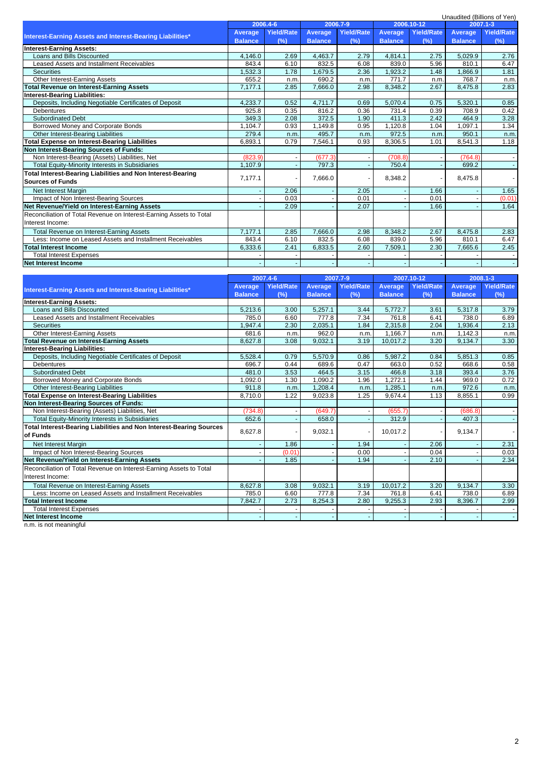Unaudited (Billions of Yen)

| Interest-Earning Assets and Interest-Bearing Liabilities* | 2006.4-6 | | 2006.7-9 | | 2006.10-12 | | 2007.1-3 | |
|---|---|---|---|---|---|---|---|---|
| | Average Balance | Yield/Rate (%) | Average Balance | Yield/Rate (%) | Average Balance | Yield/Rate (%) | Average Balance | Yield/Rate (%) |
| **Interest-Earning Assets:** | | | | | | | | |
| Loans and Bills Discounted | 4,146.0 | 2.69 | 4,463.7 | 2.79 | 4,814.1 | 2.75 | 5,029.9 | 2.76 |
| Leased Assets and Installment Receivables | 843.4 | 6.10 | 832.5 | 6.08 | 839.0 | 5.96 | 810.1 | 6.47 |
| Securities | 1,532.3 | 1.78 | 1,679.5 | 2.36 | 1,923.2 | 1.48 | 1,866.9 | 1.81 |
| Other Interest-Earning Assets | 655.2 | n.m. | 690.2 | n.m. | 771.7 | n.m. | 768.7 | n.m. |
| **Total Revenue on Interest-Earning Assets** | 7,177.1 | 2.85 | 7,666.0 | 2.98 | 8,348.2 | 2.67 | 8,475.8 | 2.83 |
| **Interest-Bearing Liabilities:** | | | | | | | | |
| Deposits, Including Negotiable Certificates of Deposit | 4,233.7 | 0.52 | 4,711.7 | 0.69 | 5,070.4 | 0.75 | 5,320.1 | 0.85 |
| Debentures | 925.8 | 0.35 | 816.2 | 0.36 | 731.4 | 0.39 | 708.9 | 0.42 |
| Subordinated Debt | 349.3 | 2.08 | 372.5 | 1.90 | 411.3 | 2.42 | 464.9 | 3.28 |
| Borrowed Money and Corporate Bonds | 1,104.7 | 0.93 | 1,149.8 | 0.95 | 1,120.8 | 1.04 | 1,097.1 | 1.34 |
| Other Interest-Bearing Liabilities | 279.4 | n.m. | 495.7 | n.m. | 972.5 | n.m. | 950.1 | n.m. |
| **Total Expense on Interest-Bearing Liabilities** | 6,893.1 | 0.79 | 7,546.1 | 0.93 | 8,306.5 | 1.01 | 8,541.3 | 1.18 |
| **Non Interest-Bearing Sources of Funds:** | | | | | | | | |
| Non Interest-Bearing (Assets) Liabilities, Net | (823.9) | - | (677.3) | - | (708.8) | - | (764.8) | - |
| Total Equity-Minority Interests in Subsidiaries | 1,107.9 | - | 797.3 | - | 750.4 | - | 699.2 | - |
| **Total Interest-Bearing Liabilities and Non Interest-Bearing Sources of Funds** | 7,177.1 | - | 7,666.0 | - | 8,348.2 | - | 8,475.8 | - |
| Net Interest Margin | - | 2.06 | - | 2.05 | - | 1.66 | - | 1.65 |
| Impact of Non Interest-Bearing Sources | - | 0.03 | - | 0.01 | - | 0.01 | - | (0.01) |
| **Net Revenue/Yield on Interest-Earning Assets** | - | 2.09 | - | 2.07 | - | 1.66 | - | 1.64 |
| Reconciliation of Total Revenue on Interest-Earning Assets to Total Interest Income: | | | | | | | | |
| Total Revenue on Interest-Earning Assets | 7,177.1 | 2.85 | 7,666.0 | 2.98 | 8,348.2 | 2.67 | 8,475.8 | 2.83 |
| Less: Income on Leased Assets and Installment Receivables | 843.4 | 6.10 | 832.5 | 6.08 | 839.0 | 5.96 | 810.1 | 6.47 |
| **Total Interest Income** | 6,333.6 | 2.41 | 6,833.5 | 2.60 | 7,509.1 | 2.30 | 7,665.6 | 2.45 |
| Total Interest Expenses | - | - | - | - | - | - | - | - |
| **Net Interest Income** | - | - | - | - | - | - | - | - |

| Interest-Earning Assets and Interest-Bearing Liabilities* | 2007.4-6 | | 2007.7-9 | | 2007.10-12 | | 2008.1-3 | |
|---|---|---|---|---|---|---|---|---|
| | Average Balance | Yield/Rate (%) | Average Balance | Yield/Rate (%) | Average Balance | Yield/Rate (%) | Average Balance | Yield/Rate (%) |
| **Interest-Earning Assets:** | | | | | | | | |
| Loans and Bills Discounted | 5,213.6 | 3.00 | 5,257.1 | 3.44 | 5,772.7 | 3.61 | 5,317.8 | 3.79 |
| Leased Assets and Installment Receivables | 785.0 | 6.60 | 777.8 | 7.34 | 761.8 | 6.41 | 738.0 | 6.89 |
| Securities | 1,947.4 | 2.30 | 2,035.1 | 1.84 | 2,315.8 | 2.04 | 1,936.4 | 2.13 |
| Other Interest-Earning Assets | 681.6 | n.m. | 962.0 | n.m. | 1,166.7 | n.m. | 1,142.3 | n.m. |
| **Total Revenue on Interest-Earning Assets** | 8,627.8 | 3.08 | 9,032.1 | 3.19 | 10,017.2 | 3.20 | 9,134.7 | 3.30 |
| **Interest-Bearing Liabilities:** | | | | | | | | |
| Deposits, Including Negotiable Certificates of Deposit | 5,528.4 | 0.79 | 5,570.9 | 0.86 | 5,987.2 | 0.84 | 5,851.3 | 0.85 |
| Debentures | 696.7 | 0.44 | 689.6 | 0.47 | 663.0 | 0.52 | 668.6 | 0.58 |
| Subordinated Debt | 481.0 | 3.53 | 464.5 | 3.15 | 466.8 | 3.18 | 393.4 | 3.76 |
| Borrowed Money and Corporate Bonds | 1,092.0 | 1.30 | 1,090.2 | 1.96 | 1,272.1 | 1.44 | 969.0 | 0.72 |
| Other Interest-Bearing Liabilities | 911.8 | n.m. | 1,208.4 | n.m. | 1,285.1 | n.m. | 972.6 | n.m. |
| **Total Expense on Interest-Bearing Liabilities** | 8,710.0 | 1.22 | 9,023.8 | 1.25 | 9,674.4 | 1.13 | 8,855.1 | 0.99 |
| **Non Interest-Bearing Sources of Funds:** | | | | | | | | |
| Non Interest-Bearing (Assets) Liabilities, Net | (734.8) | - | (649.7) | - | (655.7) | - | (686.8) | - |
| Total Equity-Minority Interests in Subsidiaries | 652.6 | - | 658.0 | - | 312.9 | - | 407.3 | - |
| **Total Interest-Bearing Liabilities and Non Interest-Bearing Sources of Funds** | 8,627.8 | - | 9,032.1 | - | 10,017.2 | - | 9,134.7 | - |
| Net Interest Margin | - | 1.86 | - | 1.94 | - | 2.06 | - | 2.31 |
| Impact of Non Interest-Bearing Sources | - | (0.01) | - | 0.00 | - | 0.04 | - | 0.03 |
| **Net Revenue/Yield on Interest-Earning Assets** | - | 1.85 | - | 1.94 | - | 2.10 | - | 2.34 |
| Reconciliation of Total Revenue on Interest-Earning Assets to Total Interest Income: | | | | | | | | |
| Total Revenue on Interest-Earning Assets | 8,627.8 | 3.08 | 9,032.1 | 3.19 | 10,017.2 | 3.20 | 9,134.7 | 3.30 |
| Less: Income on Leased Assets and Installment Receivables | 785.0 | 6.60 | 777.8 | 7.34 | 761.8 | 6.41 | 738.0 | 6.89 |
| **Total Interest Income** | 7,842.7 | 2.73 | 8,254.3 | 2.80 | 9,255.3 | 2.93 | 8,396.7 | 2.99 |
| Total Interest Expenses | - | - | - | - | - | - | - | - |
| **Net Interest Income** | - | - | - | - | - | - | - | - |

n.m. is not meaningful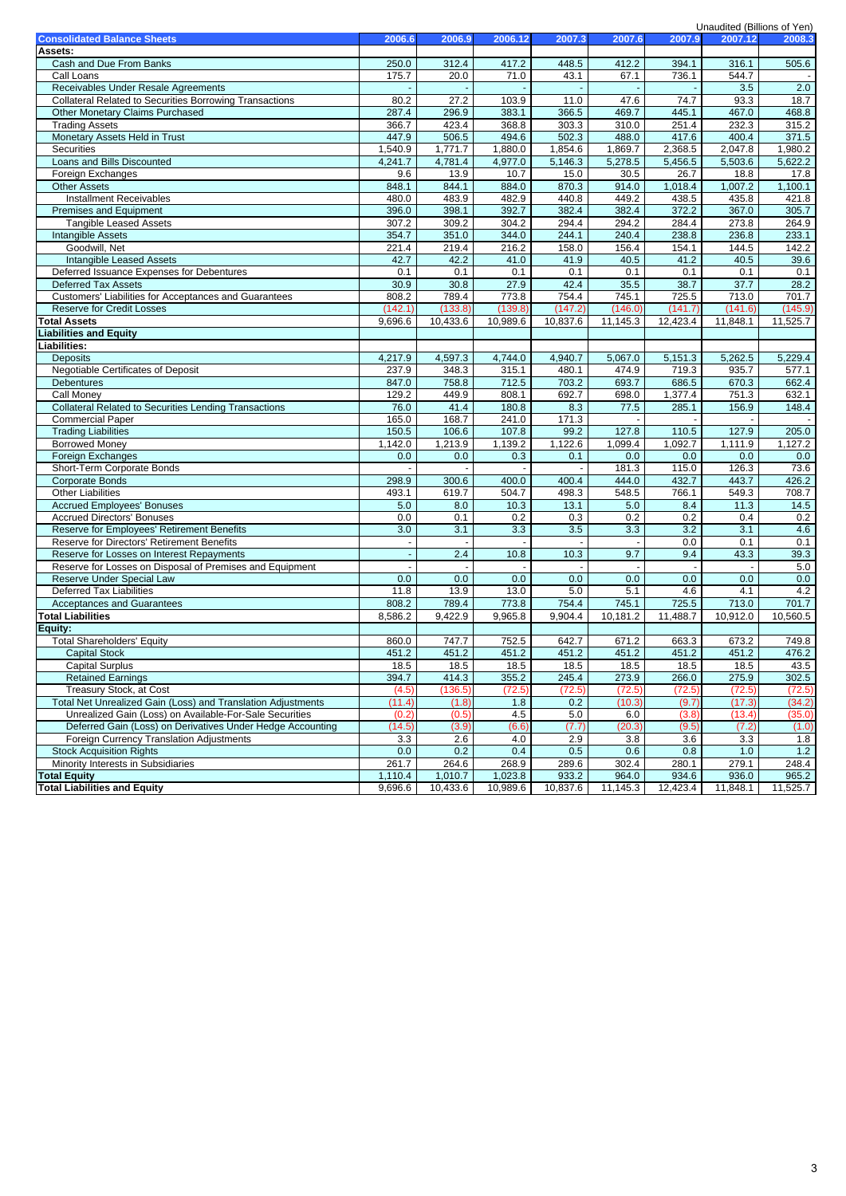Unaudited (Billions of Yen)

| Consolidated Balance Sheets | 2006.6 | 2006.9 | 2006.12 | 2007.3 | 2007.6 | 2007.9 | 2007.12 | 2008.3 |
|---|---|---|---|---|---|---|---|---|
| **Assets:** | | | | | | | | |
| Cash and Due From Banks | 250.0 | 312.4 | 417.2 | 448.5 | 412.2 | 394.1 | 316.1 | 505.6 |
| Call Loans | 175.7 | 20.0 | 71.0 | 43.1 | 67.1 | 736.1 | 544.7 | - |
| Receivables Under Resale Agreements | - | - | - | - | - | - | 3.5 | 2.0 |
| Collateral Related to Securities Borrowing Transactions | 80.2 | 27.2 | 103.9 | 11.0 | 47.6 | 74.7 | 93.3 | 18.7 |
| Other Monetary Claims Purchased | 287.4 | 296.9 | 383.1 | 366.5 | 469.7 | 445.1 | 467.0 | 468.8 |
| Trading Assets | 366.7 | 423.4 | 368.8 | 303.3 | 310.0 | 251.4 | 232.3 | 315.2 |
| Monetary Assets Held in Trust | 447.9 | 506.5 | 494.6 | 502.3 | 488.0 | 417.6 | 400.4 | 371.5 |
| Securities | 1,540.9 | 1,771.7 | 1,880.0 | 1,854.6 | 1,869.7 | 2,368.5 | 2,047.8 | 1,980.2 |
| Loans and Bills Discounted | 4,241.7 | 4,781.4 | 4,977.0 | 5,146.3 | 5,278.5 | 5,456.5 | 5,503.6 | 5,622.2 |
| Foreign Exchanges | 9.6 | 13.9 | 10.7 | 15.0 | 30.5 | 26.7 | 18.8 | 17.8 |
| Other Assets | 848.1 | 844.1 | 884.0 | 870.3 | 914.0 | 1,018.4 | 1,007.2 | 1,100.1 |
| Installment Receivables | 480.0 | 483.9 | 482.9 | 440.8 | 449.2 | 438.5 | 435.8 | 421.8 |
| Premises and Equipment | 396.0 | 398.1 | 392.7 | 382.4 | 382.4 | 372.2 | 367.0 | 305.7 |
| Tangible Leased Assets | 307.2 | 309.2 | 304.2 | 294.4 | 294.2 | 284.4 | 273.8 | 264.9 |
| Intangible Assets | 354.7 | 351.0 | 344.0 | 244.1 | 240.4 | 238.8 | 236.8 | 233.1 |
| Goodwill, Net | 221.4 | 219.4 | 216.2 | 158.0 | 156.4 | 154.1 | 144.5 | 142.2 |
| Intangible Leased Assets | 42.7 | 42.2 | 41.0 | 41.9 | 40.5 | 41.2 | 40.5 | 39.6 |
| Deferred Issuance Expenses for Debentures | 0.1 | 0.1 | 0.1 | 0.1 | 0.1 | 0.1 | 0.1 | 0.1 |
| Deferred Tax Assets | 30.9 | 30.8 | 27.9 | 42.4 | 35.5 | 38.7 | 37.7 | 28.2 |
| Customers' Liabilities for Acceptances and Guarantees | 808.2 | 789.4 | 773.8 | 754.4 | 745.1 | 725.5 | 713.0 | 701.7 |
| Reserve for Credit Losses | (142.1) | (133.8) | (139.8) | (147.2) | (146.0) | (141.7) | (141.6) | (145.9) |
| **Total Assets** | 9,696.6 | 10,433.6 | 10,989.6 | 10,837.6 | 11,145.3 | 12,423.4 | 11,848.1 | 11,525.7 |
| **Liabilities and Equity** | | | | | | | | |
| **Liabilities:** | | | | | | | | |
| Deposits | 4,217.9 | 4,597.3 | 4,744.0 | 4,940.7 | 5,067.0 | 5,151.3 | 5,262.5 | 5,229.4 |
| Negotiable Certificates of Deposit | 237.9 | 348.3 | 315.1 | 480.1 | 474.9 | 719.3 | 935.7 | 577.1 |
| Debentures | 847.0 | 758.8 | 712.5 | 703.2 | 693.7 | 686.5 | 670.3 | 662.4 |
| Call Money | 129.2 | 449.9 | 808.1 | 692.7 | 698.0 | 1,377.4 | 751.3 | 632.1 |
| Collateral Related to Securities Lending Transactions | 76.0 | 41.4 | 180.8 | 8.3 | 77.5 | 285.1 | 156.9 | 148.4 |
| Commercial Paper | 165.0 | 168.7 | 241.0 | 171.3 | - | - | - | - |
| Trading Liabilities | 150.5 | 106.6 | 107.8 | 99.2 | 127.8 | 110.5 | 127.9 | 205.0 |
| Borrowed Money | 1,142.0 | 1,213.9 | 1,139.2 | 1,122.6 | 1,099.4 | 1,092.7 | 1,111.9 | 1,127.2 |
| Foreign Exchanges | 0.0 | 0.0 | 0.3 | 0.1 | 0.0 | 0.0 | 0.0 | 0.0 |
| Short-Term Corporate Bonds | - | - | - | - | 181.3 | 115.0 | 126.3 | 73.6 |
| Corporate Bonds | 298.9 | 300.6 | 400.0 | 400.4 | 444.0 | 432.7 | 443.7 | 426.2 |
| Other Liabilities | 493.1 | 619.7 | 504.7 | 498.3 | 548.5 | 766.1 | 549.3 | 708.7 |
| Accrued Employees' Bonuses | 5.0 | 8.0 | 10.3 | 13.1 | 5.0 | 8.4 | 11.3 | 14.5 |
| Accrued Directors' Bonuses | 0.0 | 0.1 | 0.2 | 0.3 | 0.2 | 0.2 | 0.4 | 0.2 |
| Reserve for Employees' Retirement Benefits | 3.0 | 3.1 | 3.3 | 3.5 | 3.3 | 3.2 | 3.1 | 4.6 |
| Reserve for Directors' Retirement Benefits | - | - | - | - | - | 0.0 | 0.1 | 0.1 |
| Reserve for Losses on Interest Repayments | - | 2.4 | 10.8 | 10.3 | 9.7 | 9.4 | 43.3 | 39.3 |
| Reserve for Losses on Disposal of Premises and Equipment | - | - | - | - | - | - | - | 5.0 |
| Reserve Under Special Law | 0.0 | 0.0 | 0.0 | 0.0 | 0.0 | 0.0 | 0.0 | 0.0 |
| Deferred Tax Liabilities | 11.8 | 13.9 | 13.0 | 5.0 | 5.1 | 4.6 | 4.1 | 4.2 |
| Acceptances and Guarantees | 808.2 | 789.4 | 773.8 | 754.4 | 745.1 | 725.5 | 713.0 | 701.7 |
| **Total Liabilities** | 8,586.2 | 9,422.9 | 9,965.8 | 9,904.4 | 10,181.2 | 11,488.7 | 10,912.0 | 10,560.5 |
| **Equity:** | | | | | | | | |
| Total Shareholders' Equity | 860.0 | 747.7 | 752.5 | 642.7 | 671.2 | 663.3 | 673.2 | 749.8 |
| Capital Stock | 451.2 | 451.2 | 451.2 | 451.2 | 451.2 | 451.2 | 451.2 | 476.2 |
| Capital Surplus | 18.5 | 18.5 | 18.5 | 18.5 | 18.5 | 18.5 | 18.5 | 43.5 |
| Retained Earnings | 394.7 | 414.3 | 355.2 | 245.4 | 273.9 | 266.0 | 275.9 | 302.5 |
| Treasury Stock, at Cost | (4.5) | (136.5) | (72.5) | (72.5) | (72.5) | (72.5) | (72.5) | (72.5) |
| Total Net Unrealized Gain (Loss) and Translation Adjustments | (11.4) | (1.8) | 1.8 | 0.2 | (10.3) | (9.7) | (17.3) | (34.2) |
| Unrealized Gain (Loss) on Available-For-Sale Securities | (0.2) | (0.5) | 4.5 | 5.0 | 6.0 | (3.8) | (13.4) | (35.0) |
| Deferred Gain (Loss) on Derivatives Under Hedge Accounting | (14.5) | (3.9) | (6.6) | (7.7) | (20.3) | (9.5) | (7.2) | (1.0) |
| Foreign Currency Translation Adjustments | 3.3 | 2.6 | 4.0 | 2.9 | 3.8 | 3.6 | 3.3 | 1.8 |
| Stock Acquisition Rights | 0.0 | 0.2 | 0.4 | 0.5 | 0.6 | 0.8 | 1.0 | 1.2 |
| Minority Interests in Subsidiaries | 261.7 | 264.6 | 268.9 | 289.6 | 302.4 | 280.1 | 279.1 | 248.4 |
| **Total Equity** | 1,110.4 | 1,010.7 | 1,023.8 | 933.2 | 964.0 | 934.6 | 936.0 | 965.2 |
| **Total Liabilities and Equity** | 9,696.6 | 10,433.6 | 10,989.6 | 10,837.6 | 11,145.3 | 12,423.4 | 11,848.1 | 11,525.7 |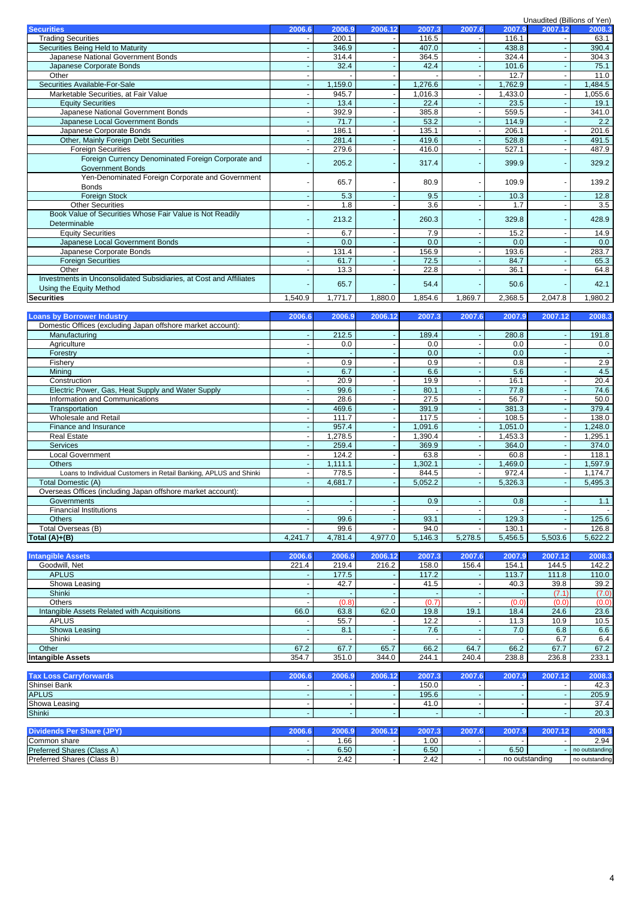Unaudited (Billions of Yen)

| Securities | 2006.6 | 2006.9 | 2006.12 | 2007.3 | 2007.6 | 2007.9 | 2007.12 | 2008.3 |
|---|---|---|---|---|---|---|---|---|
| Trading Securities | - | 200.1 | - | 116.5 | - | 116.1 | - | 63.1 |
| Securities Being Held to Maturity | - | 346.9 | - | 407.0 | - | 438.8 | - | 390.4 |
| Japanese National Government Bonds | - | 314.4 | - | 364.5 | - | 324.4 | - | 304.3 |
| Japanese Corporate Bonds | - | 32.4 | - | 42.4 | - | 101.6 | - | 75.1 |
| Other | - | - | - | - | - | 12.7 | - | 11.0 |
| Securities Available-For-Sale | - | 1,159.0 | - | 1,276.6 | - | 1,762.9 | - | 1,484.5 |
| Marketable Securities, at Fair Value | - | 945.7 | - | 1,016.3 | - | 1,433.0 | - | 1,055.6 |
| Equity Securities | - | 13.4 | - | 22.4 | - | 23.5 | - | 19.1 |
| Japanese National Government Bonds | - | 392.9 | - | 385.8 | - | 559.5 | - | 341.0 |
| Japanese Local Government Bonds | - | 71.7 | - | 53.2 | - | 114.9 | - | 2.2 |
| Japanese Corporate Bonds | - | 186.1 | - | 135.1 | - | 206.1 | - | 201.6 |
| Other, Mainly Foreign Debt Securities | - | 281.4 | - | 419.6 | - | 528.8 | - | 491.5 |
| Foreign Securities | - | 279.6 | - | 416.0 | - | 527.1 | - | 487.9 |
| Foreign Currency Denominated Foreign Corporate and Government Bonds | - | 205.2 | - | 317.4 | - | 399.9 | - | 329.2 |
| Yen-Denominated Foreign Corporate and Government Bonds | - | 65.7 | - | 80.9 | - | 109.9 | - | 139.2 |
| Foreign Stock | - | 5.3 | - | 9.5 | - | 10.3 | - | 12.8 |
| Other Securities | - | 1.8 | - | 3.6 | - | 1.7 | - | 3.5 |
| Book Value of Securities Whose Fair Value is Not Readily Determinable | - | 213.2 | - | 260.3 | - | 329.8 | - | 428.9 |
| Equity Securities | - | 6.7 | - | 7.9 | - | 15.2 | - | 14.9 |
| Japanese Local Government Bonds | - | 0.0 | - | 0.0 | - | 0.0 | - | 0.0 |
| Japanese Corporate Bonds | - | 131.4 | - | 156.9 | - | 193.6 | - | 283.7 |
| Foreign Securities | - | 61.7 | - | 72.5 | - | 84.7 | - | 65.3 |
| Other | - | 13.3 | - | 22.8 | - | 36.1 | - | 64.8 |
| Investments in Unconsolidated Subsidiaries, at Cost and Affiliates Using the Equity Method | - | 65.7 | - | 54.4 | - | 50.6 | - | 42.1 |
| **Securities** | 1,540.9 | 1,771.7 | 1,880.0 | 1,854.6 | 1,869.7 | 2,368.5 | 2,047.8 | 1,980.2 |

| Loans by Borrower Industry | 2006.6 | 2006.9 | 2006.12 | 2007.3 | 2007.6 | 2007.9 | 2007.12 | 2008.3 |
|---|---|---|---|---|---|---|---|---|
| Domestic Offices (excluding Japan offshore market account): | | | | | | | | |
| Manufacturing | - | 212.5 | - | 189.4 | - | 280.8 | - | 191.8 |
| Agriculture | - | 0.0 | - | 0.0 | - | 0.0 | - | 0.0 |
| Forestry | - | - | - | 0.0 | - | 0.0 | - | - |
| Fishery | - | 0.9 | - | 0.9 | - | 0.8 | - | 2.9 |
| Mining | - | 6.7 | - | 6.6 | - | 5.6 | - | 4.5 |
| Construction | - | 20.9 | - | 19.9 | - | 16.1 | - | 20.4 |
| Electric Power, Gas, Heat Supply and Water Supply | - | 99.6 | - | 80.1 | - | 77.8 | - | 74.6 |
| Information and Communications | - | 28.6 | - | 27.5 | - | 56.7 | - | 50.0 |
| Transportation | - | 469.6 | - | 391.9 | - | 381.3 | - | 379.4 |
| Wholesale and Retail | - | 111.7 | - | 117.5 | - | 108.5 | - | 138.0 |
| Finance and Insurance | - | 957.4 | - | 1,091.6 | - | 1,051.0 | - | 1,248.0 |
| Real Estate | - | 1,278.5 | - | 1,390.4 | - | 1,453.3 | - | 1,295.1 |
| Services | - | 259.4 | - | 369.9 | - | 364.0 | - | 374.0 |
| Local Government | - | 124.2 | - | 63.8 | - | 60.8 | - | 118.1 |
| Others | - | 1,111.1 | - | 1,302.1 | - | 1,469.0 | - | 1,597.9 |
| Loans to Individual Customers in Retail Banking, APLUS and Shinki | - | 778.5 | - | 844.5 | - | 972.4 | - | 1,174.7 |
| Total Domestic (A) | - | 4,681.7 | - | 5,052.2 | - | 5,326.3 | - | 5,495.3 |
| Overseas Offices (including Japan offshore market account): | | | | | | | | |
| Governments | - | - | - | 0.9 | - | 0.8 | - | 1.1 |
| Financial Institutions | - | - | - | - | - | - | - | - |
| Others | - | 99.6 | - | 93.1 | - | 129.3 | - | 125.6 |
| Total Overseas (B) | - | 99.6 | - | 94.0 | - | 130.1 | - | 126.8 |
| **Total (A)+(B)** | 4,241.7 | 4,781.4 | 4,977.0 | 5,146.3 | 5,278.5 | 5,456.5 | 5,503.6 | 5,622.2 |

| Intangible Assets | 2006.6 | 2006.9 | 2006.12 | 2007.3 | 2007.6 | 2007.9 | 2007.12 | 2008.3 |
|---|---|---|---|---|---|---|---|---|
| Goodwill, Net | 221.4 | 219.4 | 216.2 | 158.0 | 156.4 | 154.1 | 144.5 | 142.2 |
| APLUS | - | 177.5 | - | 117.2 | - | 113.7 | 111.8 | 110.0 |
| Showa Leasing | - | 42.7 | - | 41.5 | - | 40.3 | 39.8 | 39.2 |
| Shinki | - | - | - | - | - | - | (7.1) | (7.0) |
| Others | - | (0.8) | - | (0.7) | - | (0.0) | (0.0) | (0.0) |
| Intangible Assets Related with Acquisitions | 66.0 | 63.8 | 62.0 | 19.8 | 19.1 | 18.4 | 24.6 | 23.6 |
| APLUS | - | 55.7 | - | 12.2 | - | 11.3 | 10.9 | 10.5 |
| Showa Leasing | - | 8.1 | - | 7.6 | - | 7.0 | 6.8 | 6.6 |
| Shinki | - | - | - | - | - | - | 6.7 | 6.4 |
| Other | 67.2 | 67.7 | 65.7 | 66.2 | 64.7 | 66.2 | 67.7 | 67.2 |
| **Intangible Assets** | 354.7 | 351.0 | 344.0 | 244.1 | 240.4 | 238.8 | 236.8 | 233.1 |

| Tax Loss Carryforwards | 2006.6 | 2006.9 | 2006.12 | 2007.3 | 2007.6 | 2007.9 | 2007.12 | 2008.3 |
|---|---|---|---|---|---|---|---|---|
| Shinsei Bank | - | - | - | 150.0 | - | - | - | 42.3 |
| APLUS | - | - | - | 195.6 | - | - | - | 205.9 |
| Showa Leasing | - | - | - | 41.0 | - | - | - | 37.4 |
| Shinki | - | - | - | - | - | - | - | 20.3 |

| Dividends Per Share (JPY) | 2006.6 | 2006.9 | 2006.12 | 2007.3 | 2007.6 | 2007.9 | 2007.12 | 2008.3 |
|---|---|---|---|---|---|---|---|---|
| Common share | - | 1.66 | - | 1.00 | - | - | - | 2.94 |
| Preferred Shares (Class A) | - | 6.50 | - | 6.50 | - | 6.50 | - | no outstanding |
| Preferred Shares (Class B) | - | 2.42 | - | 2.42 | - | no outstanding | | no outstanding |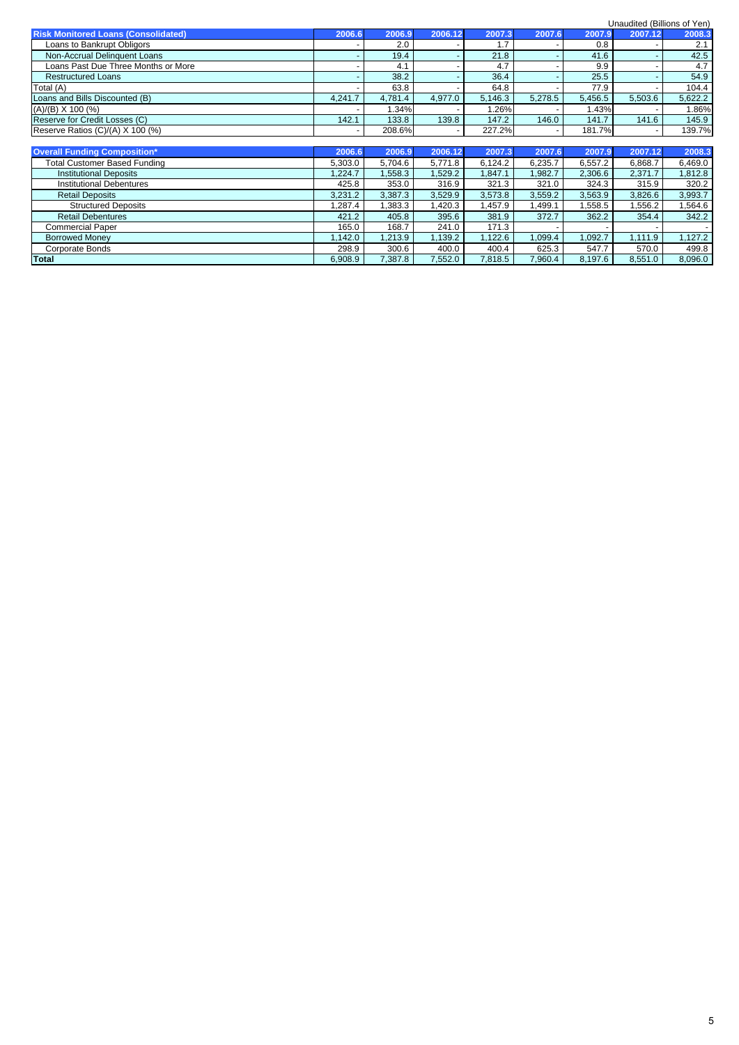Unaudited (Billions of Yen)

| Risk Monitored Loans (Consolidated) | 2006.6 | 2006.9 | 2006.12 | 2007.3 | 2007.6 | 2007.9 | 2007.12 | 2008.3 |
|---|---|---|---|---|---|---|---|---|
| Loans to Bankrupt Obligors | - | 2.0 | - | 1.7 | - | 0.8 | - | 2.1 |
| Non-Accrual Delinquent Loans | - | 19.4 | - | 21.8 | - | 41.6 | - | 42.5 |
| Loans Past Due Three Months or More | - | 4.1 | - | 4.7 | - | 9.9 | - | 4.7 |
| Restructured Loans | - | 38.2 | - | 36.4 | - | 25.5 | - | 54.9 |
| Total (A) | - | 63.8 | - | 64.8 | - | 77.9 | - | 104.4 |
| Loans and Bills Discounted (B) | 4,241.7 | 4,781.4 | 4,977.0 | 5,146.3 | 5,278.5 | 5,456.5 | 5,503.6 | 5,622.2 |
| (A)/(B) X 100 (%) | - | 1.34% | - | 1.26% | - | 1.43% | - | 1.86% |
| Reserve for Credit Losses (C) | 142.1 | 133.8 | 139.8 | 147.2 | 146.0 | 141.7 | 141.6 | 145.9 |
| Reserve Ratios (C)/(A) X 100 (%) | - | 208.6% | - | 227.2% | - | 181.7% | - | 139.7% |

| Overall Funding Composition* | 2006.6 | 2006.9 | 2006.12 | 2007.3 | 2007.6 | 2007.9 | 2007.12 | 2008.3 |
|---|---|---|---|---|---|---|---|---|
| Total Customer Based Funding | 5,303.0 | 5,704.6 | 5,771.8 | 6,124.2 | 6,235.7 | 6,557.2 | 6,868.7 | 6,469.0 |
| Institutional Deposits | 1,224.7 | 1,558.3 | 1,529.2 | 1,847.1 | 1,982.7 | 2,306.6 | 2,371.7 | 1,812.8 |
| Institutional Debentures | 425.8 | 353.0 | 316.9 | 321.3 | 321.0 | 324.3 | 315.9 | 320.2 |
| Retail Deposits | 3,231.2 | 3,387.3 | 3,529.9 | 3,573.8 | 3,559.2 | 3,563.9 | 3,826.6 | 3,993.7 |
| Structured Deposits | 1,287.4 | 1,383.3 | 1,420.3 | 1,457.9 | 1,499.1 | 1,558.5 | 1,556.2 | 1,564.6 |
| Retail Debentures | 421.2 | 405.8 | 395.6 | 381.9 | 372.7 | 362.2 | 354.4 | 342.2 |
| Commercial Paper | 165.0 | 168.7 | 241.0 | 171.3 | - | - | - | - |
| Borrowed Money | 1,142.0 | 1,213.9 | 1,139.2 | 1,122.6 | 1,099.4 | 1,092.7 | 1,111.9 | 1,127.2 |
| Corporate Bonds | 298.9 | 300.6 | 400.0 | 400.4 | 625.3 | 547.7 | 570.0 | 499.8 |
| **Total** | 6,908.9 | 7,387.8 | 7,552.0 | 7,818.5 | 7,960.4 | 8,197.6 | 8,551.0 | 8,096.0 |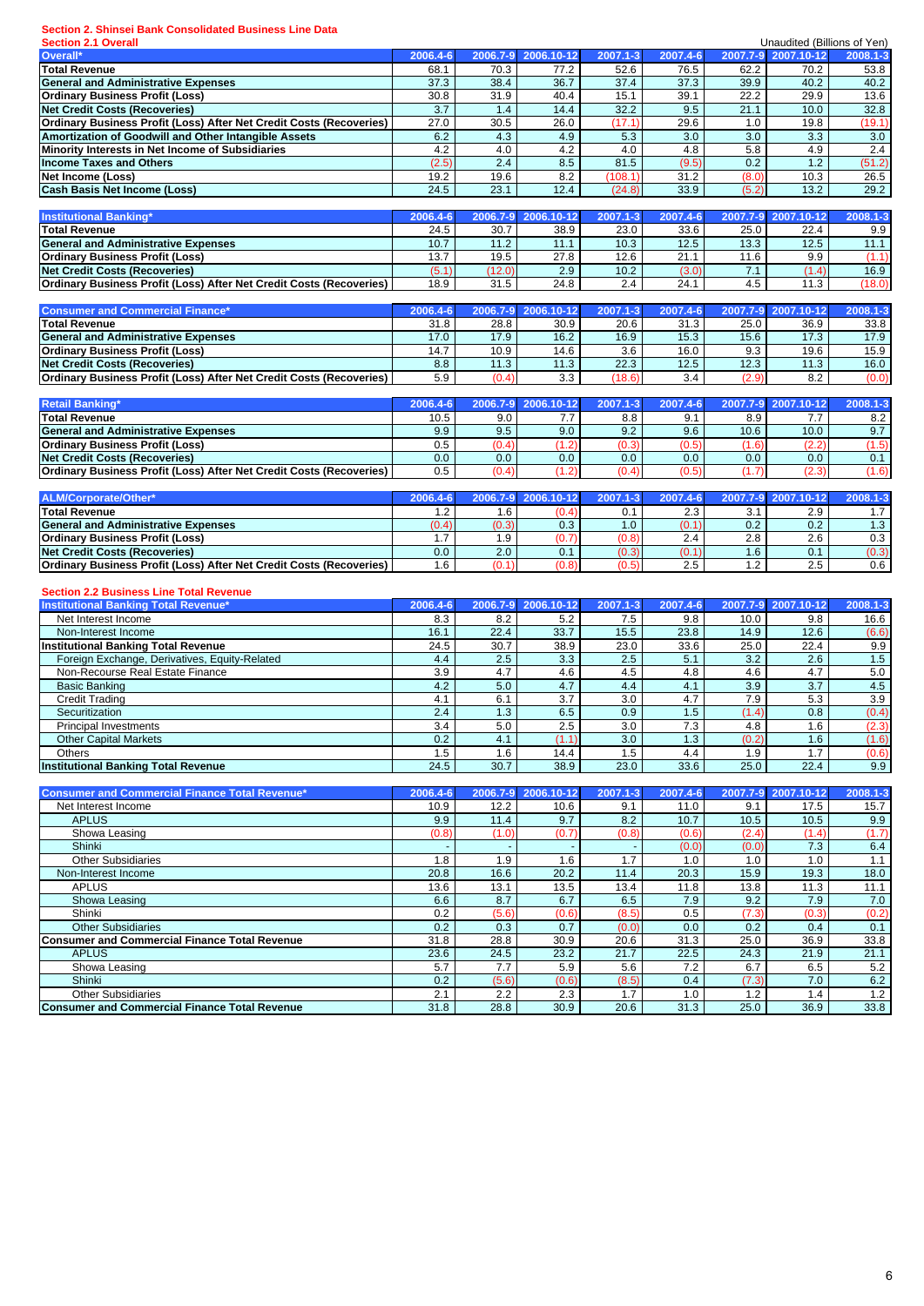## Section 2. Shinsei Bank Consolidated Business Line Data

### Section 2.1 Overall

Unaudited (Billions of Yen)

| Overall* | 2006.4-6 | 2006.7-9 | 2006.10-12 | 2007.1-3 | 2007.4-6 | 2007.7-9 | 2007.10-12 | 2008.1-3 |
|---|---|---|---|---|---|---|---|---|
| Total Revenue | 68.1 | 70.3 | 77.2 | 52.6 | 76.5 | 62.2 | 70.2 | 53.8 |
| General and Administrative Expenses | 37.3 | 38.4 | 36.7 | 37.4 | 37.3 | 39.9 | 40.2 | 40.2 |
| Ordinary Business Profit (Loss) | 30.8 | 31.9 | 40.4 | 15.1 | 39.1 | 22.2 | 29.9 | 13.6 |
| Net Credit Costs (Recoveries) | 3.7 | 1.4 | 14.4 | 32.2 | 9.5 | 21.1 | 10.0 | 32.8 |
| Ordinary Business Profit (Loss) After Net Credit Costs (Recoveries) | 27.0 | 30.5 | 26.0 | (17.1) | 29.6 | 1.0 | 19.8 | (19.1) |
| Amortization of Goodwill and Other Intangible Assets | 6.2 | 4.3 | 4.9 | 5.3 | 3.0 | 3.0 | 3.3 | 3.0 |
| Minority Interests in Net Income of Subsidiaries | 4.2 | 4.0 | 4.2 | 4.0 | 4.8 | 5.8 | 4.9 | 2.4 |
| Income Taxes and Others | (2.5) | 2.4 | 8.5 | 81.5 | (9.5) | 0.2 | 1.2 | (51.2) |
| Net Income (Loss) | 19.2 | 19.6 | 8.2 | (108.1) | 31.2 | (8.0) | 10.3 | 26.5 |
| Cash Basis Net Income (Loss) | 24.5 | 23.1 | 12.4 | (24.8) | 33.9 | (5.2) | 13.2 | 29.2 |

| Institutional Banking* | 2006.4-6 | 2006.7-9 | 2006.10-12 | 2007.1-3 | 2007.4-6 | 2007.7-9 | 2007.10-12 | 2008.1-3 |
|---|---|---|---|---|---|---|---|---|
| Total Revenue | 24.5 | 30.7 | 38.9 | 23.0 | 33.6 | 25.0 | 22.4 | 9.9 |
| General and Administrative Expenses | 10.7 | 11.2 | 11.1 | 10.3 | 12.5 | 13.3 | 12.5 | 11.1 |
| Ordinary Business Profit (Loss) | 13.7 | 19.5 | 27.8 | 12.6 | 21.1 | 11.6 | 9.9 | (1.1) |
| Net Credit Costs (Recoveries) | (5.1) | (12.0) | 2.9 | 10.2 | (3.0) | 7.1 | (1.4) | 16.9 |
| Ordinary Business Profit (Loss) After Net Credit Costs (Recoveries) | 18.9 | 31.5 | 24.8 | 2.4 | 24.1 | 4.5 | 11.3 | (18.0) |

| Consumer and Commercial Finance* | 2006.4-6 | 2006.7-9 | 2006.10-12 | 2007.1-3 | 2007.4-6 | 2007.7-9 | 2007.10-12 | 2008.1-3 |
|---|---|---|---|---|---|---|---|---|
| Total Revenue | 31.8 | 28.8 | 30.9 | 20.6 | 31.3 | 25.0 | 36.9 | 33.8 |
| General and Administrative Expenses | 17.0 | 17.9 | 16.2 | 16.9 | 15.3 | 15.6 | 17.3 | 17.9 |
| Ordinary Business Profit (Loss) | 14.7 | 10.9 | 14.6 | 3.6 | 16.0 | 9.3 | 19.6 | 15.9 |
| Net Credit Costs (Recoveries) | 8.8 | 11.3 | 11.3 | 22.3 | 12.5 | 12.3 | 11.3 | 16.0 |
| Ordinary Business Profit (Loss) After Net Credit Costs (Recoveries) | 5.9 | (0.4) | 3.3 | (18.6) | 3.4 | (2.9) | 8.2 | (0.0) |

| Retail Banking* | 2006.4-6 | 2006.7-9 | 2006.10-12 | 2007.1-3 | 2007.4-6 | 2007.7-9 | 2007.10-12 | 2008.1-3 |
|---|---|---|---|---|---|---|---|---|
| Total Revenue | 10.5 | 9.0 | 7.7 | 8.8 | 9.1 | 8.9 | 7.7 | 8.2 |
| General and Administrative Expenses | 9.9 | 9.5 | 9.0 | 9.2 | 9.6 | 10.6 | 10.0 | 9.7 |
| Ordinary Business Profit (Loss) | 0.5 | (0.4) | (1.2) | (0.3) | (0.5) | (1.6) | (2.2) | (1.5) |
| Net Credit Costs (Recoveries) | 0.0 | 0.0 | 0.0 | 0.0 | 0.0 | 0.0 | 0.0 | 0.1 |
| Ordinary Business Profit (Loss) After Net Credit Costs (Recoveries) | 0.5 | (0.4) | (1.2) | (0.4) | (0.5) | (1.7) | (2.3) | (1.6) |

| ALM/Corporate/Other* | 2006.4-6 | 2006.7-9 | 2006.10-12 | 2007.1-3 | 2007.4-6 | 2007.7-9 | 2007.10-12 | 2008.1-3 |
|---|---|---|---|---|---|---|---|---|
| Total Revenue | 1.2 | 1.6 | (0.4) | 0.1 | 2.3 | 3.1 | 2.9 | 1.7 |
| General and Administrative Expenses | (0.4) | (0.3) | 0.3 | 1.0 | (0.1) | 0.2 | 0.2 | 1.3 |
| Ordinary Business Profit (Loss) | 1.7 | 1.9 | (0.7) | (0.8) | 2.4 | 2.8 | 2.6 | 0.3 |
| Net Credit Costs (Recoveries) | 0.0 | 2.0 | 0.1 | (0.3) | (0.1) | 1.6 | 0.1 | (0.3) |
| Ordinary Business Profit (Loss) After Net Credit Costs (Recoveries) | 1.6 | (0.1) | (0.8) | (0.5) | 2.5 | 1.2 | 2.5 | 0.6 |

### Section 2.2 Business Line Total Revenue

| Institutional Banking Total Revenue* | 2006.4-6 | 2006.7-9 | 2006.10-12 | 2007.1-3 | 2007.4-6 | 2007.7-9 | 2007.10-12 | 2008.1-3 |
|---|---|---|---|---|---|---|---|---|
| Net Interest Income | 8.3 | 8.2 | 5.2 | 7.5 | 9.8 | 10.0 | 9.8 | 16.6 |
| Non-Interest Income | 16.1 | 22.4 | 33.7 | 15.5 | 23.8 | 14.9 | 12.6 | (6.6) |
| Institutional Banking Total Revenue | 24.5 | 30.7 | 38.9 | 23.0 | 33.6 | 25.0 | 22.4 | 9.9 |
| Foreign Exchange, Derivatives, Equity-Related | 4.4 | 2.5 | 3.3 | 2.5 | 5.1 | 3.2 | 2.6 | 1.5 |
| Non-Recourse Real Estate Finance | 3.9 | 4.7 | 4.6 | 4.5 | 4.8 | 4.6 | 4.7 | 5.0 |
| Basic Banking | 4.2 | 5.0 | 4.7 | 4.4 | 4.1 | 3.9 | 3.7 | 4.5 |
| Credit Trading | 4.1 | 6.1 | 3.7 | 3.0 | 4.7 | 7.9 | 5.3 | 3.9 |
| Securitization | 2.4 | 1.3 | 6.5 | 0.9 | 1.5 | (1.4) | 0.8 | (0.4) |
| Principal Investments | 3.4 | 5.0 | 2.5 | 3.0 | 7.3 | 4.8 | 1.6 | (2.3) |
| Other Capital Markets | 0.2 | 4.1 | (1.1) | 3.0 | 1.3 | (0.2) | 1.6 | (1.6) |
| Others | 1.5 | 1.6 | 14.4 | 1.5 | 4.4 | 1.9 | 1.7 | (0.6) |
| Institutional Banking Total Revenue | 24.5 | 30.7 | 38.9 | 23.0 | 33.6 | 25.0 | 22.4 | 9.9 |

| Consumer and Commercial Finance Total Revenue* | 2006.4-6 | 2006.7-9 | 2006.10-12 | 2007.1-3 | 2007.4-6 | 2007.7-9 | 2007.10-12 | 2008.1-3 |
|---|---|---|---|---|---|---|---|---|
| Net Interest Income | 10.9 | 12.2 | 10.6 | 9.1 | 11.0 | 9.1 | 17.5 | 15.7 |
| APLUS | 9.9 | 11.4 | 9.7 | 8.2 | 10.7 | 10.5 | 10.5 | 9.9 |
| Showa Leasing | (0.8) | (1.0) | (0.7) | (0.8) | (0.6) | (2.4) | (1.4) | (1.7) |
| Shinki | - | - | - | - | (0.0) | (0.0) | 7.3 | 6.4 |
| Other Subsidiaries | 1.8 | 1.9 | 1.6 | 1.7 | 1.0 | 1.0 | 1.0 | 1.1 |
| Non-Interest Income | 20.8 | 16.6 | 20.2 | 11.4 | 20.3 | 15.9 | 19.3 | 18.0 |
| APLUS | 13.6 | 13.1 | 13.5 | 13.4 | 11.8 | 13.8 | 11.3 | 11.1 |
| Showa Leasing | 6.6 | 8.7 | 6.7 | 6.5 | 7.9 | 9.2 | 7.9 | 7.0 |
| Shinki | 0.2 | (5.6) | (0.6) | (8.5) | 0.5 | (7.3) | (0.3) | (0.2) |
| Other Subsidiaries | 0.2 | 0.3 | 0.7 | (0.0) | 0.0 | 0.2 | 0.4 | 0.1 |
| Consumer and Commercial Finance Total Revenue | 31.8 | 28.8 | 30.9 | 20.6 | 31.3 | 25.0 | 36.9 | 33.8 |
| APLUS | 23.6 | 24.5 | 23.2 | 21.7 | 22.5 | 24.3 | 21.9 | 21.1 |
| Showa Leasing | 5.7 | 7.7 | 5.9 | 5.6 | 7.2 | 6.7 | 6.5 | 5.2 |
| Shinki | 0.2 | (5.6) | (0.6) | (8.5) | 0.4 | (7.3) | 7.0 | 6.2 |
| Other Subsidiaries | 2.1 | 2.2 | 2.3 | 1.7 | 1.0 | 1.2 | 1.4 | 1.2 |
| Consumer and Commercial Finance Total Revenue | 31.8 | 28.8 | 30.9 | 20.6 | 31.3 | 25.0 | 36.9 | 33.8 |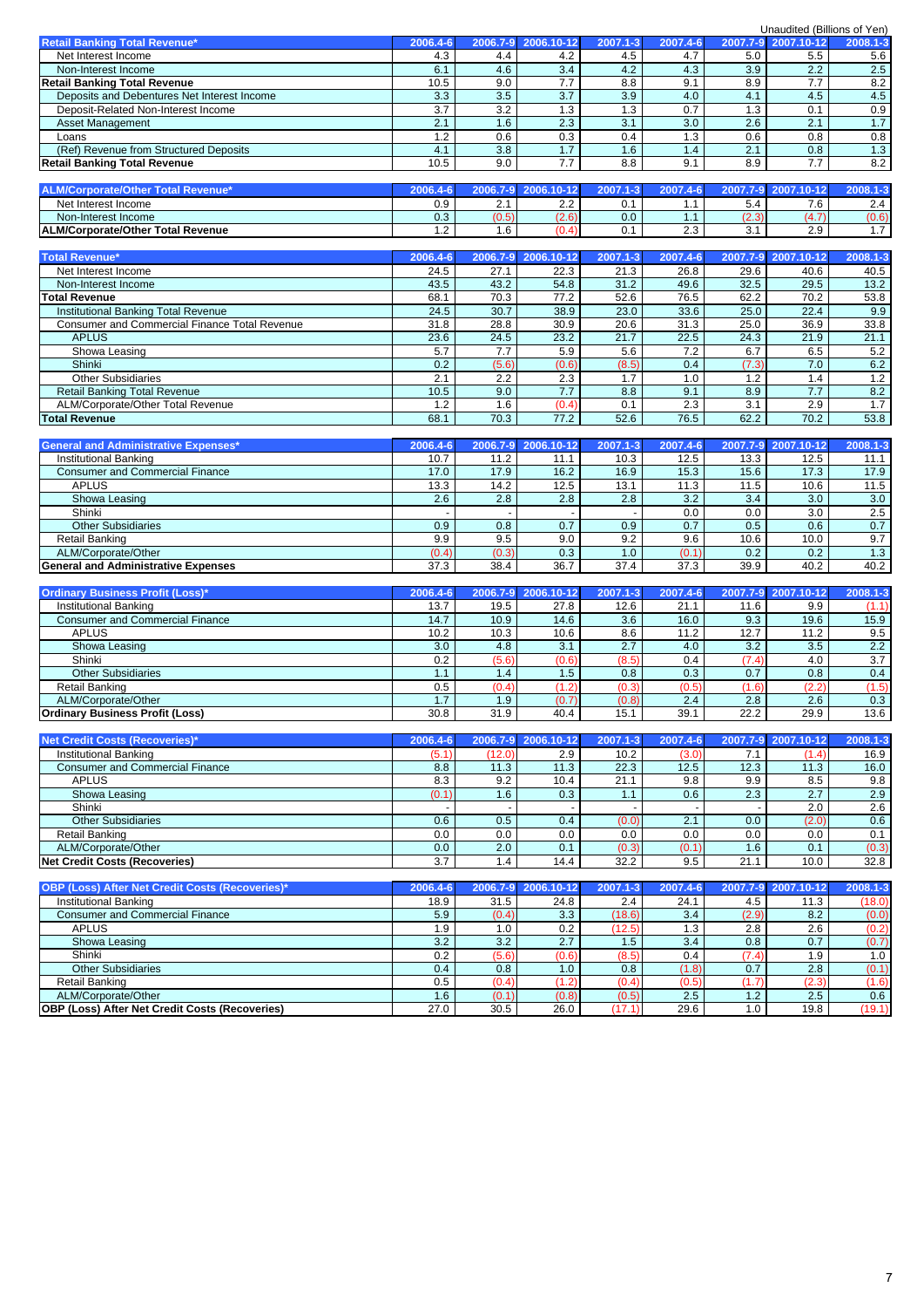Unaudited (Billions of Yen)

| Retail Banking Total Revenue* | 2006.4-6 | 2006.7-9 | 2006.10-12 | 2007.1-3 | 2007.4-6 | 2007.7-9 | 2007.10-12 | 2008.1-3 |
|---|---|---|---|---|---|---|---|---|
| Net Interest Income | 4.3 | 4.4 | 4.2 | 4.5 | 4.7 | 5.0 | 5.5 | 5.6 |
| Non-Interest Income | 6.1 | 4.6 | 3.4 | 4.2 | 4.3 | 3.9 | 2.2 | 2.5 |
| **Retail Banking Total Revenue** | 10.5 | 9.0 | 7.7 | 8.8 | 9.1 | 8.9 | 7.7 | 8.2 |
| Deposits and Debentures Net Interest Income | 3.3 | 3.5 | 3.7 | 3.9 | 4.0 | 4.1 | 4.5 | 4.5 |
| Deposit-Related Non-Interest Income | 3.7 | 3.2 | 1.3 | 1.3 | 0.7 | 1.3 | 0.1 | 0.9 |
| Asset Management | 2.1 | 1.6 | 2.3 | 3.1 | 3.0 | 2.6 | 2.1 | 1.7 |
| Loans | 1.2 | 0.6 | 0.3 | 0.4 | 1.3 | 0.6 | 0.8 | 0.8 |
| (Ref) Revenue from Structured Deposits | 4.1 | 3.8 | 1.7 | 1.6 | 1.4 | 2.1 | 0.8 | 1.3 |
| **Retail Banking Total Revenue** | 10.5 | 9.0 | 7.7 | 8.8 | 9.1 | 8.9 | 7.7 | 8.2 |

| ALM/Corporate/Other Total Revenue* | 2006.4-6 | 2006.7-9 | 2006.10-12 | 2007.1-3 | 2007.4-6 | 2007.7-9 | 2007.10-12 | 2008.1-3 |
|---|---|---|---|---|---|---|---|---|
| Net Interest Income | 0.9 | 2.1 | 2.2 | 0.1 | 1.1 | 5.4 | 7.6 | 2.4 |
| Non-Interest Income | 0.3 | (0.5) | (2.6) | 0.0 | 1.1 | (2.3) | (4.7) | (0.6) |
| **ALM/Corporate/Other Total Revenue** | 1.2 | 1.6 | (0.4) | 0.1 | 2.3 | 3.1 | 2.9 | 1.7 |

| Total Revenue* | 2006.4-6 | 2006.7-9 | 2006.10-12 | 2007.1-3 | 2007.4-6 | 2007.7-9 | 2007.10-12 | 2008.1-3 |
|---|---|---|---|---|---|---|---|---|
| Net Interest Income | 24.5 | 27.1 | 22.3 | 21.3 | 26.8 | 29.6 | 40.6 | 40.5 |
| Non-Interest Income | 43.5 | 43.2 | 54.8 | 31.2 | 49.6 | 32.5 | 29.5 | 13.2 |
| **Total Revenue** | 68.1 | 70.3 | 77.2 | 52.6 | 76.5 | 62.2 | 70.2 | 53.8 |
| Institutional Banking Total Revenue | 24.5 | 30.7 | 38.9 | 23.0 | 33.6 | 25.0 | 22.4 | 9.9 |
| Consumer and Commercial Finance Total Revenue | 31.8 | 28.8 | 30.9 | 20.6 | 31.3 | 25.0 | 36.9 | 33.8 |
| APLUS | 23.6 | 24.5 | 23.2 | 21.7 | 22.5 | 24.3 | 21.9 | 21.1 |
| Showa Leasing | 5.7 | 7.7 | 5.9 | 5.6 | 7.2 | 6.7 | 6.5 | 5.2 |
| Shinki | 0.2 | (5.6) | (0.6) | (8.5) | 0.4 | (7.3) | 7.0 | 6.2 |
| Other Subsidiaries | 2.1 | 2.2 | 2.3 | 1.7 | 1.0 | 1.2 | 1.4 | 1.2 |
| Retail Banking Total Revenue | 10.5 | 9.0 | 7.7 | 8.8 | 9.1 | 8.9 | 7.7 | 8.2 |
| ALM/Corporate/Other Total Revenue | 1.2 | 1.6 | (0.4) | 0.1 | 2.3 | 3.1 | 2.9 | 1.7 |
| **Total Revenue** | 68.1 | 70.3 | 77.2 | 52.6 | 76.5 | 62.2 | 70.2 | 53.8 |

| General and Administrative Expenses* | 2006.4-6 | 2006.7-9 | 2006.10-12 | 2007.1-3 | 2007.4-6 | 2007.7-9 | 2007.10-12 | 2008.1-3 |
|---|---|---|---|---|---|---|---|---|
| Institutional Banking | 10.7 | 11.2 | 11.1 | 10.3 | 12.5 | 13.3 | 12.5 | 11.1 |
| Consumer and Commercial Finance | 17.0 | 17.9 | 16.2 | 16.9 | 15.3 | 15.6 | 17.3 | 17.9 |
| APLUS | 13.3 | 14.2 | 12.5 | 13.1 | 11.3 | 11.5 | 10.6 | 11.5 |
| Showa Leasing | 2.6 | 2.8 | 2.8 | 2.8 | 3.2 | 3.4 | 3.0 | 3.0 |
| Shinki | - | - | - | - | 0.0 | 0.0 | 3.0 | 2.5 |
| Other Subsidiaries | 0.9 | 0.8 | 0.7 | 0.9 | 0.7 | 0.5 | 0.6 | 0.7 |
| Retail Banking | 9.9 | 9.5 | 9.0 | 9.2 | 9.6 | 10.6 | 10.0 | 9.7 |
| ALM/Corporate/Other | (0.4) | (0.3) | 0.3 | 1.0 | (0.1) | 0.2 | 0.2 | 1.3 |
| **General and Administrative Expenses** | 37.3 | 38.4 | 36.7 | 37.4 | 37.3 | 39.9 | 40.2 | 40.2 |

| Ordinary Business Profit (Loss)* | 2006.4-6 | 2006.7-9 | 2006.10-12 | 2007.1-3 | 2007.4-6 | 2007.7-9 | 2007.10-12 | 2008.1-3 |
|---|---|---|---|---|---|---|---|---|
| Institutional Banking | 13.7 | 19.5 | 27.8 | 12.6 | 21.1 | 11.6 | 9.9 | (1.1) |
| Consumer and Commercial Finance | 14.7 | 10.9 | 14.6 | 3.6 | 16.0 | 9.3 | 19.6 | 15.9 |
| APLUS | 10.2 | 10.3 | 10.6 | 8.6 | 11.2 | 12.7 | 11.2 | 9.5 |
| Showa Leasing | 3.0 | 4.8 | 3.1 | 2.7 | 4.0 | 3.2 | 3.5 | 2.2 |
| Shinki | 0.2 | (5.6) | (0.6) | (8.5) | 0.4 | (7.4) | 4.0 | 3.7 |
| Other Subsidiaries | 1.1 | 1.4 | 1.5 | 0.8 | 0.3 | 0.7 | 0.8 | 0.4 |
| Retail Banking | 0.5 | (0.4) | (1.2) | (0.3) | (0.5) | (1.6) | (2.2) | (1.5) |
| ALM/Corporate/Other | 1.7 | 1.9 | (0.7) | (0.8) | 2.4 | 2.8 | 2.6 | 0.3 |
| **Ordinary Business Profit (Loss)** | 30.8 | 31.9 | 40.4 | 15.1 | 39.1 | 22.2 | 29.9 | 13.6 |

| Net Credit Costs (Recoveries)* | 2006.4-6 | 2006.7-9 | 2006.10-12 | 2007.1-3 | 2007.4-6 | 2007.7-9 | 2007.10-12 | 2008.1-3 |
|---|---|---|---|---|---|---|---|---|
| Institutional Banking | (5.1) | (12.0) | 2.9 | 10.2 | (3.0) | 7.1 | (1.4) | 16.9 |
| Consumer and Commercial Finance | 8.8 | 11.3 | 11.3 | 22.3 | 12.5 | 12.3 | 11.3 | 16.0 |
| APLUS | 8.3 | 9.2 | 10.4 | 21.1 | 9.8 | 9.9 | 8.5 | 9.8 |
| Showa Leasing | (0.1) | 1.6 | 0.3 | 1.1 | 0.6 | 2.3 | 2.7 | 2.9 |
| Shinki | - | - | - | - | - | - | 2.0 | 2.6 |
| Other Subsidiaries | 0.6 | 0.5 | 0.4 | (0.0) | 2.1 | 0.0 | (2.0) | 0.6 |
| Retail Banking | 0.0 | 0.0 | 0.0 | 0.0 | 0.0 | 0.0 | 0.0 | 0.1 |
| ALM/Corporate/Other | 0.0 | 2.0 | 0.1 | (0.3) | (0.1) | 1.6 | 0.1 | (0.3) |
| **Net Credit Costs (Recoveries)** | 3.7 | 1.4 | 14.4 | 32.2 | 9.5 | 21.1 | 10.0 | 32.8 |

| OBP (Loss) After Net Credit Costs (Recoveries)* | 2006.4-6 | 2006.7-9 | 2006.10-12 | 2007.1-3 | 2007.4-6 | 2007.7-9 | 2007.10-12 | 2008.1-3 |
|---|---|---|---|---|---|---|---|---|
| Institutional Banking | 18.9 | 31.5 | 24.8 | 2.4 | 24.1 | 4.5 | 11.3 | (18.0) |
| Consumer and Commercial Finance | 5.9 | (0.4) | 3.3 | (18.6) | 3.4 | (2.9) | 8.2 | (0.0) |
| APLUS | 1.9 | 1.0 | 0.2 | (12.5) | 1.3 | 2.8 | 2.6 | (0.2) |
| Showa Leasing | 3.2 | 3.2 | 2.7 | 1.5 | 3.4 | 0.8 | 0.7 | (0.7) |
| Shinki | 0.2 | (5.6) | (0.6) | (8.5) | 0.4 | (7.4) | 1.9 | 1.0 |
| Other Subsidiaries | 0.4 | 0.8 | 1.0 | 0.8 | (1.8) | 0.7 | 2.8 | (0.1) |
| Retail Banking | 0.5 | (0.4) | (1.2) | (0.4) | (0.5) | (1.7) | (2.3) | (1.6) |
| ALM/Corporate/Other | 1.6 | (0.1) | (0.8) | (0.5) | 2.5 | 1.2 | 2.5 | 0.6 |
| **OBP (Loss) After Net Credit Costs (Recoveries)** | 27.0 | 30.5 | 26.0 | (17.1) | 29.6 | 1.0 | 19.8 | (19.1) |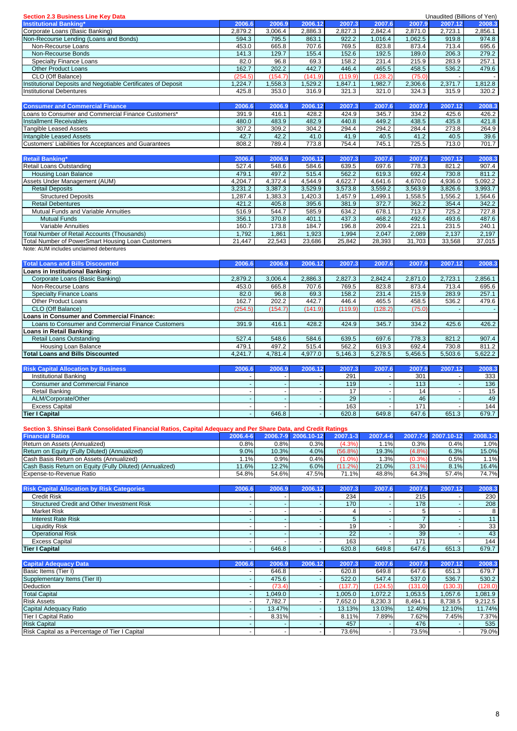## Section 2.3 Business Line Key Data

Unaudited (Billions of Yen)

| Institutional Banking* | 2006.6 | 2006.9 | 2006.12 | 2007.3 | 2007.6 | 2007.9 | 2007.12 | 2008.3 |
|---|---|---|---|---|---|---|---|---|
| Corporate Loans (Basic Banking) | 2,879.2 | 3,006.4 | 2,886.3 | 2,827.3 | 2,842.4 | 2,871.0 | 2,723.1 | 2,856.1 |
| Non-Recourse Lending (Loans and Bonds) | 594.3 | 795.5 | 863.1 | 922.2 | 1,016.4 | 1,062.5 | 919.8 | 974.8 |
| Non-Recourse Loans | 453.0 | 665.8 | 707.6 | 769.5 | 823.8 | 873.4 | 713.4 | 695.6 |
| Non-Recourse Bonds | 141.3 | 129.7 | 155.4 | 152.6 | 192.5 | 189.0 | 206.3 | 279.2 |
| Specialty Finance Loans | 82.0 | 96.8 | 69.3 | 158.2 | 231.4 | 215.9 | 283.9 | 257.1 |
| Other Product Loans | 162.7 | 202.2 | 442.7 | 446.4 | 465.5 | 458.5 | 536.2 | 479.6 |
| CLO (Off Balance) | (254.5) | (154.7) | (141.9) | (119.9) | (128.2) | (75.0) | - | - |
| Institutional Deposits and Negotiable Certificates of Deposit | 1,224.7 | 1,558.3 | 1,529.2 | 1,847.1 | 1,982.7 | 2,306.6 | 2,371.7 | 1,812.8 |
| Institutional Debentures | 425.8 | 353.0 | 316.9 | 321.3 | 321.0 | 324.3 | 315.9 | 320.2 |

| Consumer and Commercial Finance | 2006.6 | 2006.9 | 2006.12 | 2007.3 | 2007.6 | 2007.9 | 2007.12 | 2008.3 |
|---|---|---|---|---|---|---|---|---|
| Loans to Consumer and Commercial Finance Customers* | 391.9 | 416.1 | 428.2 | 424.9 | 345.7 | 334.2 | 425.6 | 426.2 |
| Installment Receivables | 480.0 | 483.9 | 482.9 | 440.8 | 449.2 | 438.5 | 435.8 | 421.8 |
| Tangible Leased Assets | 307.2 | 309.2 | 304.2 | 294.4 | 294.2 | 284.4 | 273.8 | 264.9 |
| Intangible Leased Assets | 42.7 | 42.2 | 41.0 | 41.9 | 40.5 | 41.2 | 40.5 | 39.6 |
| Customers' Liabilities for Acceptances and Guarantees | 808.2 | 789.4 | 773.8 | 754.4 | 745.1 | 725.5 | 713.0 | 701.7 |

| Retail Banking* | 2006.6 | 2006.9 | 2006.12 | 2007.3 | 2007.6 | 2007.9 | 2007.12 | 2008.3 |
|---|---|---|---|---|---|---|---|---|
| Retail Loans Outstanding | 527.4 | 548.6 | 584.6 | 639.5 | 697.6 | 778.3 | 821.2 | 907.4 |
| Housing Loan Balance | 479.1 | 497.2 | 515.4 | 562.2 | 619.3 | 692.4 | 730.8 | 811.2 |
| Assets Under Management (AUM) | 4,204.7 | 4,372.4 | 4,544.9 | 4,622.7 | 4,641.6 | 4,670.0 | 4,936.0 | 5,092.2 |
| Retail Deposits | 3,231.2 | 3,387.3 | 3,529.9 | 3,573.8 | 3,559.2 | 3,563.9 | 3,826.6 | 3,993.7 |
| Structured Deposits | 1,287.4 | 1,383.3 | 1,420.3 | 1,457.9 | 1,499.1 | 1,558.5 | 1,556.2 | 1,564.6 |
| Retail Debentures | 421.2 | 405.8 | 395.6 | 381.9 | 372.7 | 362.2 | 354.4 | 342.2 |
| Mutual Funds and Variable Annuities | 516.9 | 544.7 | 585.9 | 634.2 | 678.1 | 713.7 | 725.2 | 727.8 |
| Mutual Funds | 356.1 | 370.8 | 401.1 | 437.3 | 468.2 | 492.6 | 493.6 | 487.6 |
| Variable Annuities | 160.7 | 173.8 | 184.7 | 196.8 | 209.4 | 221.1 | 231.5 | 240.1 |
| Total Number of Retail Accounts (Thousands) | 1,792 | 1,861 | 1,923 | 1,994 | 2,047 | 2,089 | 2,137 | 2,197 |
| Total Number of PowerSmart Housing Loan Customers | 21,447 | 22,543 | 23,686 | 25,842 | 28,393 | 31,703 | 33,568 | 37,015 |

Note: AUM includes unclaimed debentures

| Total Loans and Bills Discounted | 2006.6 | 2006.9 | 2006.12 | 2007.3 | 2007.6 | 2007.9 | 2007.12 | 2008.3 |
|---|---|---|---|---|---|---|---|---|
| **Loans in Institutional Banking:** | | | | | | | | |
| Corporate Loans (Basic Banking) | 2,879.2 | 3,006.4 | 2,886.3 | 2,827.3 | 2,842.4 | 2,871.0 | 2,723.1 | 2,856.1 |
| Non-Recourse Loans | 453.0 | 665.8 | 707.6 | 769.5 | 823.8 | 873.4 | 713.4 | 695.6 |
| Specialty Finance Loans | 82.0 | 96.8 | 69.3 | 158.2 | 231.4 | 215.9 | 283.9 | 257.1 |
| Other Product Loans | 162.7 | 202.2 | 442.7 | 446.4 | 465.5 | 458.5 | 536.2 | 479.6 |
| CLO (Off Balance) | (254.5) | (154.7) | (141.9) | (119.9) | (128.2) | (75.0) | - | - |
| **Loans in Consumer and Commercial Finance:** | | | | | | | | |
| Loans to Consumer and Commercial Finance Customers | 391.9 | 416.1 | 428.2 | 424.9 | 345.7 | 334.2 | 425.6 | 426.2 |
| **Loans in Retail Banking:** | | | | | | | | |
| Retail Loans Outstanding | 527.4 | 548.6 | 584.6 | 639.5 | 697.6 | 778.3 | 821.2 | 907.4 |
| Housing Loan Balance | 479.1 | 497.2 | 515.4 | 562.2 | 619.3 | 692.4 | 730.8 | 811.2 |
| **Total Loans and Bills Discounted** | 4,241.7 | 4,781.4 | 4,977.0 | 5,146.3 | 5,278.5 | 5,456.5 | 5,503.6 | 5,622.2 |

| Risk Capital Allocation by Business | 2006.6 | 2006.9 | 2006.12 | 2007.3 | 2007.6 | 2007.9 | 2007.12 | 2008.3 |
|---|---|---|---|---|---|---|---|---|
| Institutional Banking | - | - | - | 291 | - | 301 | - | 333 |
| Consumer and Commercial Finance | - | - | - | 119 | - | 113 | - | 136 |
| Retail Banking | - | - | - | 17 | - | 14 | - | 15 |
| ALM/Corporate/Other | - | - | - | 29 | - | 46 | - | 49 |
| Excess Capital | - | - | - | 163 | - | 171 | - | 144 |
| **Tier I Capital** | - | 646.8 | - | 620.8 | 649.8 | 647.6 | 651.3 | 679.7 |

## Section 3. Shinsei Bank Consolidated Financial Ratios, Capital Adequacy and Per Share Data, and Credit Ratings

| Financial Ratios | 2006.4-6 | 2006.7-9 | 2006.10-12 | 2007.1-3 | 2007.4-6 | 2007.7-9 | 2007.10-12 | 2008.1-3 |
|---|---|---|---|---|---|---|---|---|
| Return on Assets (Annualized) | 0.8% | 0.8% | 0.3% | (4.3%) | 1.1% | 0.3% | 0.4% | 1.0% |
| Return on Equity (Fully Diluted) (Annualized) | 9.0% | 10.3% | 4.0% | (56.8%) | 19.3% | (4.8%) | 6.3% | 15.0% |
| Cash Basis Return on Assets (Annualized) | 1.1% | 0.9% | 0.4% | (1.0%) | 1.3% | (0.3%) | 0.5% | 1.1% |
| Cash Basis Return on Equity (Fully Diluted) (Annualized) | 11.6% | 12.2% | 6.0% | (11.2%) | 21.0% | (3.1%) | 8.1% | 16.4% |
| Expense-to-Revenue Ratio | 54.8% | 54.6% | 47.5% | 71.1% | 48.8% | 64.3% | 57.4% | 74.7% |

| Risk Capital Allocation by Risk Categories | 2006.6 | 2006.9 | 2006.12 | 2007.3 | 2007.6 | 2007.9 | 2007.12 | 2008.3 |
|---|---|---|---|---|---|---|---|---|
| Credit Risk | - | - | - | 234 | - | 215 | - | 230 |
| Structured Credit and Other Investment Risk | - | - | - | 170 | - | 178 | - | 208 |
| Market Risk | - | - | - | 4 | - | 5 | - | 8 |
| Interest Rate Risk | - | - | - | 5 | - | 7 | - | 11 |
| Liquidity Risk | - | - | - | 19 | - | 30 | - | 33 |
| Operational Risk | - | - | - | 22 | - | 39 | - | 43 |
| Excess Capital | - | - | - | 163 | - | 171 | - | 144 |
| **Tier I Capital** | - | 646.8 | - | 620.8 | 649.8 | 647.6 | 651.3 | 679.7 |

| Capital Adequacy Data | 2006.6 | 2006.9 | 2006.12 | 2007.3 | 2007.6 | 2007.9 | 2007.12 | 2008.3 |
|---|---|---|---|---|---|---|---|---|
| Basic Items (Tier I) | - | 646.8 | - | 620.8 | 649.8 | 647.6 | 651.3 | 679.7 |
| Supplementary Items (Tier II) | - | 475.6 | - | 522.0 | 547.4 | 537.0 | 536.7 | 530.2 |
| Deduction | - | (73.4) | - | (137.7) | (124.5) | (131.0) | (130.3) | (128.0) |
| Total Capital | - | 1,049.0 | - | 1,005.0 | 1,072.2 | 1,053.5 | 1,057.6 | 1,081.9 |
| Risk Assets | - | 7,782.7 | - | 7,652.0 | 8,230.3 | 8,494.1 | 8,738.5 | 9,212.5 |
| Capital Adequacy Ratio | - | 13.47% | - | 13.13% | 13.03% | 12.40% | 12.10% | 11.74% |
| Tier I Capital Ratio | - | 8.31% | - | 8.11% | 7.89% | 7.62% | 7.45% | 7.37% |
| Risk Capital | - | - | - | 457 | - | 476 | - | 535 |
| Risk Capital as a Percentage of Tier I Capital | - | - | - | 73.6% | - | 73.5% | - | 79.0% |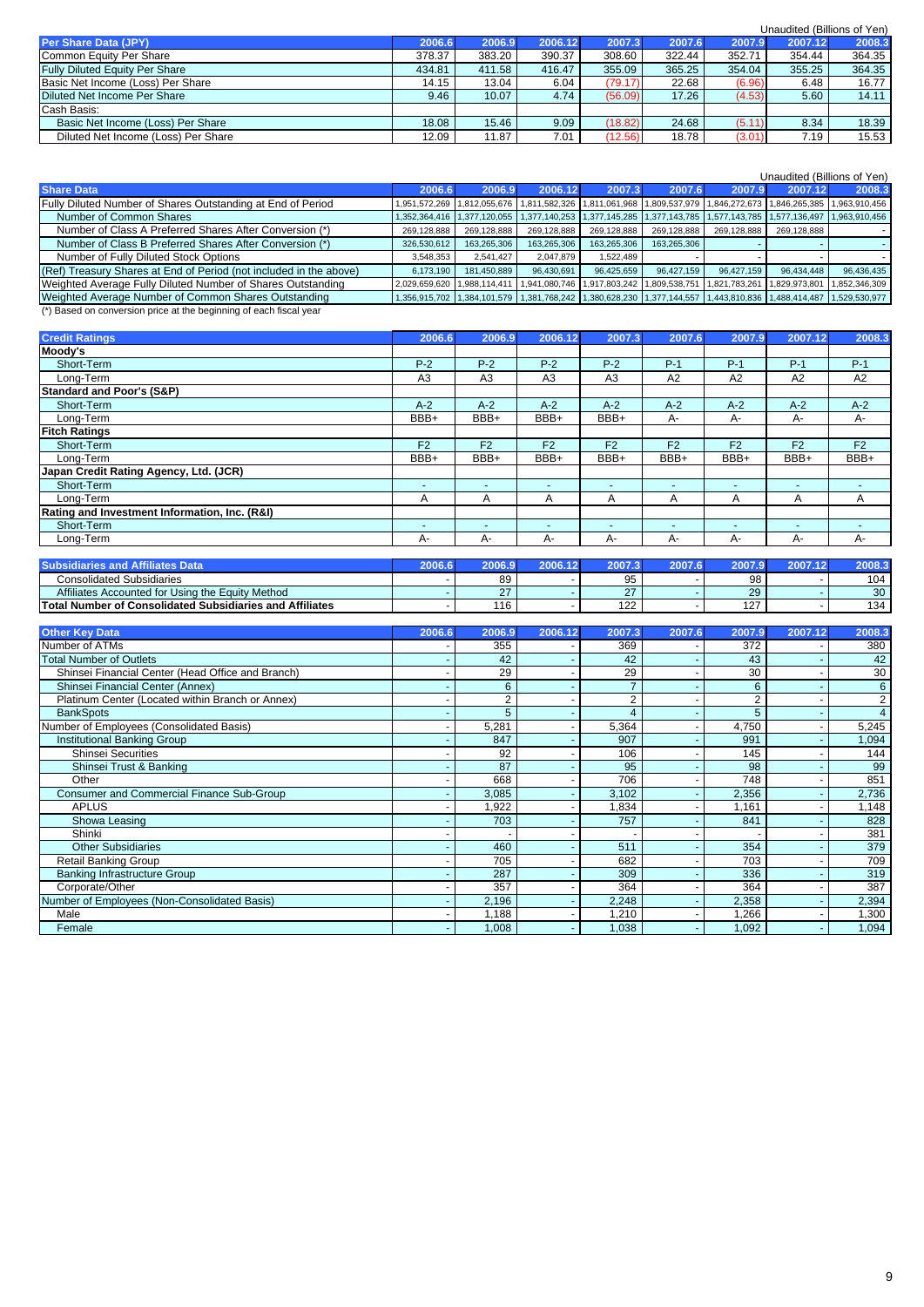Unaudited (Billions of Yen)

| Per Share Data (JPY) | 2006.6 | 2006.9 | 2006.12 | 2007.3 | 2007.6 | 2007.9 | 2007.12 | 2008.3 |
|---|---|---|---|---|---|---|---|---|
| Common Equity Per Share | 378.37 | 383.20 | 390.37 | 308.60 | 322.44 | 352.71 | 354.44 | 364.35 |
| Fully Diluted Equity Per Share | 434.81 | 411.58 | 416.47 | 355.09 | 365.25 | 354.04 | 355.25 | 364.35 |
| Basic Net Income (Loss) Per Share | 14.15 | 13.04 | 6.04 | (79.17) | 22.68 | (6.96) | 6.48 | 16.77 |
| Diluted Net Income Per Share | 9.46 | 10.07 | 4.74 | (56.09) | 17.26 | (4.53) | 5.60 | 14.11 |
| Cash Basis: | | | | | | | | |
| Basic Net Income (Loss) Per Share | 18.08 | 15.46 | 9.09 | (18.82) | 24.68 | (5.11) | 8.34 | 18.39 |
| Diluted Net Income (Loss) Per Share | 12.09 | 11.87 | 7.01 | (12.56) | 18.78 | (3.01) | 7.19 | 15.53 |

Unaudited (Billions of Yen)

| Share Data | 2006.6 | 2006.9 | 2006.12 | 2007.3 | 2007.6 | 2007.9 | 2007.12 | 2008.3 |
|---|---|---|---|---|---|---|---|---|
| Fully Diluted Number of Shares Outstanding at End of Period | 1,951,572,269 | 1,812,055,676 | 1,811,582,326 | 1,811,061,968 | 1,809,537,979 | 1,846,272,673 | 1,846,265,385 | 1,963,910,456 |
| Number of Common Shares | 1,352,364,416 | 1,377,120,055 | 1,377,140,253 | 1,377,145,285 | 1,377,143,785 | 1,577,143,785 | 1,577,136,497 | 1,963,910,456 |
| Number of Class A Preferred Shares After Conversion (*) | 269,128,888 | 269,128,888 | 269,128,888 | 269,128,888 | 269,128,888 | 269,128,888 | 269,128,888 | - |
| Number of Class B Preferred Shares After Conversion (*) | 326,530,612 | 163,265,306 | 163,265,306 | 163,265,306 | 163,265,306 | - | - | - |
| Number of Fully Diluted Stock Options | 3,548,353 | 2,541,427 | 2,047,879 | 1,522,489 | - | - | - | - |
| (Ref) Treasury Shares at End of Period (not included in the above) | 6,173,190 | 181,450,889 | 96,430,691 | 96,425,659 | 96,427,159 | 96,427,159 | 96,434,448 | 96,436,435 |
| Weighted Average Fully Diluted Number of Shares Outstanding | 2,029,659,620 | 1,988,114,411 | 1,941,080,746 | 1,917,803,242 | 1,809,538,751 | 1,821,783,261 | 1,829,973,801 | 1,852,346,309 |
| Weighted Average Number of Common Shares Outstanding | 1,356,915,702 | 1,384,101,579 | 1,381,768,242 | 1,380,628,230 | 1,377,144,557 | 1,443,810,836 | 1,488,414,487 | 1,529,530,977 |

(*) Based on conversion price at the beginning of each fiscal year

| Credit Ratings | 2006.6 | 2006.9 | 2006.12 | 2007.3 | 2007.6 | 2007.9 | 2007.12 | 2008.3 |
|---|---|---|---|---|---|---|---|---|
| **Moody's** | | | | | | | | |
| Short-Term | P-2 | P-2 | P-2 | P-2 | P-1 | P-1 | P-1 | P-1 |
| Long-Term | A3 | A3 | A3 | A3 | A2 | A2 | A2 | A2 |
| **Standard and Poor's (S&P)** | | | | | | | | |
| Short-Term | A-2 | A-2 | A-2 | A-2 | A-2 | A-2 | A-2 | A-2 |
| Long-Term | BBB+ | BBB+ | BBB+ | BBB+ | A- | A- | A- | A- |
| **Fitch Ratings** | | | | | | | | |
| Short-Term | F2 | F2 | F2 | F2 | F2 | F2 | F2 | F2 |
| Long-Term | BBB+ | BBB+ | BBB+ | BBB+ | BBB+ | BBB+ | BBB+ | BBB+ |
| **Japan Credit Rating Agency, Ltd. (JCR)** | | | | | | | | |
| Short-Term | - | - | - | - | - | - | - | - |
| Long-Term | A | A | A | A | A | A | A | A |
| **Rating and Investment Information, Inc. (R&I)** | | | | | | | | |
| Short-Term | - | - | - | - | - | - | - | - |
| Long-Term | A- | A- | A- | A- | A- | A- | A- | A- |

| Subsidiaries and Affiliates Data | 2006.6 | 2006.9 | 2006.12 | 2007.3 | 2007.6 | 2007.9 | 2007.12 | 2008.3 |
|---|---|---|---|---|---|---|---|---|
| Consolidated Subsidiaries | - | 89 | - | 95 | - | 98 | - | 104 |
| Affiliates Accounted for Using the Equity Method | - | 27 | - | 27 | - | 29 | - | 30 |
| **Total Number of Consolidated Subsidiaries and Affiliates** | - | 116 | - | 122 | - | 127 | - | 134 |

| Other Key Data | 2006.6 | 2006.9 | 2006.12 | 2007.3 | 2007.6 | 2007.9 | 2007.12 | 2008.3 |
|---|---|---|---|---|---|---|---|---|
| Number of ATMs | - | 355 | - | 369 | - | 372 | - | 380 |
| Total Number of Outlets | - | 42 | - | 42 | - | 43 | - | 42 |
| Shinsei Financial Center (Head Office and Branch) | - | 29 | - | 29 | - | 30 | - | 30 |
| Shinsei Financial Center (Annex) | - | 6 | - | 7 | - | 6 | - | 6 |
| Platinum Center (Located within Branch or Annex) | - | 2 | - | 2 | - | 2 | - | 2 |
| BankSpots | - | 5 | - | 4 | - | 5 | - | 4 |
| Number of Employees (Consolidated Basis) | - | 5,281 | - | 5,364 | - | 4,750 | - | 5,245 |
| Institutional Banking Group | - | 847 | - | 907 | - | 991 | - | 1,094 |
| Shinsei Securities | - | 92 | - | 106 | - | 145 | - | 144 |
| Shinsei Trust & Banking | - | 87 | - | 95 | - | 98 | - | 99 |
| Other | - | 668 | - | 706 | - | 748 | - | 851 |
| Consumer and Commercial Finance Sub-Group | - | 3,085 | - | 3,102 | - | 2,356 | - | 2,736 |
| APLUS | - | 1,922 | - | 1,834 | - | 1,161 | - | 1,148 |
| Showa Leasing | - | 703 | - | 757 | - | 841 | - | 828 |
| Shinki | - | - | - | - | - | - | - | 381 |
| Other Subsidiaries | - | 460 | - | 511 | - | 354 | - | 379 |
| Retail Banking Group | - | 705 | - | 682 | - | 703 | - | 709 |
| Banking Infrastructure Group | - | 287 | - | 309 | - | 336 | - | 319 |
| Corporate/Other | - | 357 | - | 364 | - | 364 | - | 387 |
| Number of Employees (Non-Consolidated Basis) | - | 2,196 | - | 2,248 | - | 2,358 | - | 2,394 |
| Male | - | 1,188 | - | 1,210 | - | 1,266 | - | 1,300 |
| Female | - | 1,008 | - | 1,038 | - | 1,092 | - | 1,094 |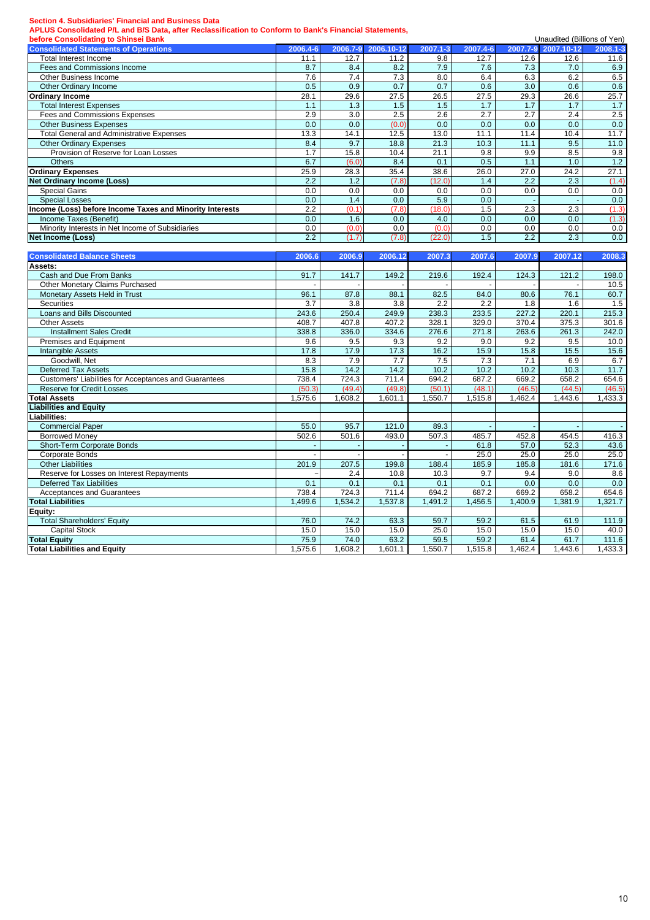## Section 4. Subsidiaries' Financial and Business Data

### APLUS Consolidated P/L and B/S Data, after Reclassification to Conform to Bank's Financial Statements, before Consolidating to Shinsei Bank

Unaudited (Billions of Yen)

| Consolidated Statements of Operations | 2006.4-6 | 2006.7-9 | 2006.10-12 | 2007.1-3 | 2007.4-6 | 2007.7-9 | 2007.10-12 | 2008.1-3 |
|---|---|---|---|---|---|---|---|---|
| Total Interest Income | 11.1 | 12.7 | 11.2 | 9.8 | 12.7 | 12.6 | 12.6 | 11.6 |
| Fees and Commissions Income | 8.7 | 8.4 | 8.2 | 7.9 | 7.6 | 7.3 | 7.0 | 6.9 |
| Other Business Income | 7.6 | 7.4 | 7.3 | 8.0 | 6.4 | 6.3 | 6.2 | 6.5 |
| Other Ordinary Income | 0.5 | 0.9 | 0.7 | 0.7 | 0.6 | 3.0 | 0.6 | 0.6 |
| **Ordinary Income** | 28.1 | 29.6 | 27.5 | 26.5 | 27.5 | 29.3 | 26.6 | 25.7 |
| Total Interest Expenses | 1.1 | 1.3 | 1.5 | 1.5 | 1.7 | 1.7 | 1.7 | 1.7 |
| Fees and Commissions Expenses | 2.9 | 3.0 | 2.5 | 2.6 | 2.7 | 2.7 | 2.4 | 2.5 |
| Other Business Expenses | 0.0 | 0.0 | (0.0) | 0.0 | 0.0 | 0.0 | 0.0 | 0.0 |
| Total General and Administrative Expenses | 13.3 | 14.1 | 12.5 | 13.0 | 11.1 | 11.4 | 10.4 | 11.7 |
| Other Ordinary Expenses | 8.4 | 9.7 | 18.8 | 21.3 | 10.3 | 11.1 | 9.5 | 11.0 |
| Provision of Reserve for Loan Losses | 1.7 | 15.8 | 10.4 | 21.1 | 9.8 | 9.9 | 8.5 | 9.8 |
| Others | 6.7 | (6.0) | 8.4 | 0.1 | 0.5 | 1.1 | 1.0 | 1.2 |
| **Ordinary Expenses** | 25.9 | 28.3 | 35.4 | 38.6 | 26.0 | 27.0 | 24.2 | 27.1 |
| **Net Ordinary Income (Loss)** | 2.2 | 1.2 | (7.8) | (12.0) | 1.4 | 2.2 | 2.3 | (1.4) |
| Special Gains | 0.0 | 0.0 | 0.0 | 0.0 | 0.0 | 0.0 | 0.0 | 0.0 |
| Special Losses | 0.0 | 1.4 | 0.0 | 5.9 | 0.0 | - | - | 0.0 |
| **Income (Loss) before Income Taxes and Minority Interests** | 2.2 | (0.1) | (7.8) | (18.0) | 1.5 | 2.3 | 2.3 | (1.3) |
| Income Taxes (Benefit) | 0.0 | 1.6 | 0.0 | 4.0 | 0.0 | 0.0 | 0.0 | (1.3) |
| Minority Interests in Net Income of Subsidiaries | 0.0 | (0.0) | 0.0 | (0.0) | 0.0 | 0.0 | 0.0 | 0.0 |
| **Net Income (Loss)** | 2.2 | (1.7) | (7.8) | (22.0) | 1.5 | 2.2 | 2.3 | 0.0 |

| Consolidated Balance Sheets | 2006.6 | 2006.9 | 2006.12 | 2007.3 | 2007.6 | 2007.9 | 2007.12 | 2008.3 |
|---|---|---|---|---|---|---|---|---|
| **Assets:** | | | | | | | | |
| Cash and Due From Banks | 91.7 | 141.7 | 149.2 | 219.6 | 192.4 | 124.3 | 121.2 | 198.0 |
| Other Monetary Claims Purchased | - | - | - | - | - | - | - | 10.5 |
| Monetary Assets Held in Trust | 96.1 | 87.8 | 88.1 | 82.5 | 84.0 | 80.6 | 76.1 | 60.7 |
| Securities | 3.7 | 3.8 | 3.8 | 2.2 | 2.2 | 1.8 | 1.6 | 1.5 |
| Loans and Bills Discounted | 243.6 | 250.4 | 249.9 | 238.3 | 233.5 | 227.2 | 220.1 | 215.3 |
| Other Assets | 408.7 | 407.8 | 407.2 | 328.1 | 329.0 | 370.4 | 375.3 | 301.6 |
| Installment Sales Credit | 338.8 | 336.0 | 334.6 | 276.6 | 271.8 | 263.6 | 261.3 | 242.0 |
| Premises and Equipment | 9.6 | 9.5 | 9.3 | 9.2 | 9.0 | 9.2 | 9.5 | 10.0 |
| Intangible Assets | 17.8 | 17.9 | 17.3 | 16.2 | 15.9 | 15.8 | 15.5 | 15.6 |
| Goodwill, Net | 8.3 | 7.9 | 7.7 | 7.5 | 7.3 | 7.1 | 6.9 | 6.7 |
| Deferred Tax Assets | 15.8 | 14.2 | 14.2 | 10.2 | 10.2 | 10.2 | 10.3 | 11.7 |
| Customers' Liabilities for Acceptances and Guarantees | 738.4 | 724.3 | 711.4 | 694.2 | 687.2 | 669.2 | 658.2 | 654.6 |
| Reserve for Credit Losses | (50.3) | (49.4) | (49.8) | (50.1) | (48.1) | (46.5) | (44.5) | (46.5) |
| **Total Assets** | 1,575.6 | 1,608.2 | 1,601.1 | 1,550.7 | 1,515.8 | 1,462.4 | 1,443.6 | 1,433.3 |
| **Liabilities and Equity** | | | | | | | | |
| **Liabilities:** | | | | | | | | |
| Commercial Paper | 55.0 | 95.7 | 121.0 | 89.3 | - | - | - | - |
| Borrowed Money | 502.6 | 501.6 | 493.0 | 507.3 | 485.7 | 452.8 | 454.5 | 416.3 |
| Short-Term Corporate Bonds | - | - | - | - | 61.8 | 57.0 | 52.3 | 43.6 |
| Corporate Bonds | - | - | - | - | 25.0 | 25.0 | 25.0 | 25.0 |
| Other Liabilities | 201.9 | 207.5 | 199.8 | 188.4 | 185.9 | 185.8 | 181.6 | 171.6 |
| Reserve for Losses on Interest Repayments | - | 2.4 | 10.8 | 10.3 | 9.7 | 9.4 | 9.0 | 8.6 |
| Deferred Tax Liabilities | 0.1 | 0.1 | 0.1 | 0.1 | 0.1 | 0.0 | 0.0 | 0.0 |
| Acceptances and Guarantees | 738.4 | 724.3 | 711.4 | 694.2 | 687.2 | 669.2 | 658.2 | 654.6 |
| **Total Liabilities** | 1,499.6 | 1,534.2 | 1,537.8 | 1,491.2 | 1,456.5 | 1,400.9 | 1,381.9 | 1,321.7 |
| **Equity:** | | | | | | | | |
| Total Shareholders' Equity | 76.0 | 74.2 | 63.3 | 59.7 | 59.2 | 61.5 | 61.9 | 111.9 |
| Capital Stock | 15.0 | 15.0 | 15.0 | 25.0 | 15.0 | 15.0 | 15.0 | 40.0 |
| **Total Equity** | 75.9 | 74.0 | 63.2 | 59.5 | 59.2 | 61.4 | 61.7 | 111.6 |
| **Total Liabilities and Equity** | 1,575.6 | 1,608.2 | 1,601.1 | 1,550.7 | 1,515.8 | 1,462.4 | 1,443.6 | 1,433.3 |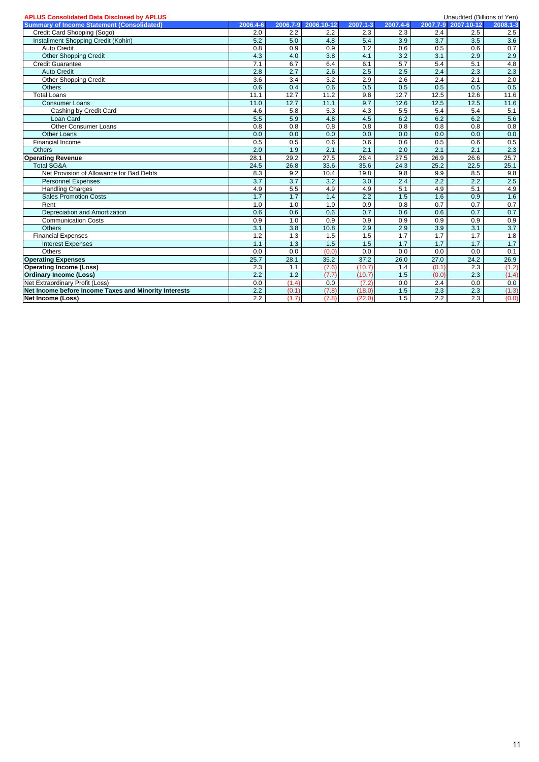**APLUS Consolidated Data Disclosed by APLUS**

Unaudited (Billions of Yen)

| Summary of Income Statement (Consolidated) | 2006.4-6 | 2006.7-9 | 2006.10-12 | 2007.1-3 | 2007.4-6 | 2007.7-9 | 2007.10-12 | 2008.1-3 |
|---|---|---|---|---|---|---|---|---|
| Credit Card Shopping (Sogo) | 2.0 | 2.2 | 2.2 | 2.3 | 2.3 | 2.4 | 2.5 | 2.5 |
| Installment Shopping Credit (Kohin) | 5.2 | 5.0 | 4.8 | 5.4 | 3.9 | 3.7 | 3.5 | 3.6 |
| Auto Credit | 0.8 | 0.9 | 0.9 | 1.2 | 0.6 | 0.5 | 0.6 | 0.7 |
| Other Shopping Credit | 4.3 | 4.0 | 3.8 | 4.1 | 3.2 | 3.1 | 2.9 | 2.9 |
| Credit Guarantee | 7.1 | 6.7 | 6.4 | 6.1 | 5.7 | 5.4 | 5.1 | 4.8 |
| Auto Credit | 2.8 | 2.7 | 2.6 | 2.5 | 2.5 | 2.4 | 2.3 | 2.3 |
| Other Shopping Credit | 3.6 | 3.4 | 3.2 | 2.9 | 2.6 | 2.4 | 2.1 | 2.0 |
| Others | 0.6 | 0.4 | 0.6 | 0.5 | 0.5 | 0.5 | 0.5 | 0.5 |
| Total Loans | 11.1 | 12.7 | 11.2 | 9.8 | 12.7 | 12.5 | 12.6 | 11.6 |
| Consumer Loans | 11.0 | 12.7 | 11.1 | 9.7 | 12.6 | 12.5 | 12.5 | 11.6 |
| Cashing by Credit Card | 4.6 | 5.8 | 5.3 | 4.3 | 5.5 | 5.4 | 5.4 | 5.1 |
| Loan Card | 5.5 | 5.9 | 4.8 | 4.5 | 6.2 | 6.2 | 6.2 | 5.6 |
| Other Consumer Loans | 0.8 | 0.8 | 0.8 | 0.8 | 0.8 | 0.8 | 0.8 | 0.8 |
| Other Loans | 0.0 | 0.0 | 0.0 | 0.0 | 0.0 | 0.0 | 0.0 | 0.0 |
| Financial Income | 0.5 | 0.5 | 0.6 | 0.6 | 0.6 | 0.5 | 0.6 | 0.5 |
| Others | 2.0 | 1.9 | 2.1 | 2.1 | 2.0 | 2.1 | 2.1 | 2.3 |
| **Operating Revenue** | 28.1 | 29.2 | 27.5 | 26.4 | 27.5 | 26.9 | 26.6 | 25.7 |
| Total SG&A | 24.5 | 26.8 | 33.6 | 35.6 | 24.3 | 25.2 | 22.5 | 25.1 |
| Net Provision of Allowance for Bad Debts | 8.3 | 9.2 | 10.4 | 19.8 | 9.8 | 9.9 | 8.5 | 9.8 |
| Personnel Expenses | 3.7 | 3.7 | 3.2 | 3.0 | 2.4 | 2.2 | 2.2 | 2.5 |
| Handling Charges | 4.9 | 5.5 | 4.9 | 4.9 | 5.1 | 4.9 | 5.1 | 4.9 |
| Sales Promotion Costs | 1.7 | 1.7 | 1.4 | 2.2 | 1.5 | 1.6 | 0.9 | 1.6 |
| Rent | 1.0 | 1.0 | 1.0 | 0.9 | 0.8 | 0.7 | 0.7 | 0.7 |
| Depreciation and Amortization | 0.6 | 0.6 | 0.6 | 0.7 | 0.6 | 0.6 | 0.7 | 0.7 |
| Communication Costs | 0.9 | 1.0 | 0.9 | 0.9 | 0.9 | 0.9 | 0.9 | 0.9 |
| Others | 3.1 | 3.8 | 10.8 | 2.9 | 2.9 | 3.9 | 3.1 | 3.7 |
| Financial Expenses | 1.2 | 1.3 | 1.5 | 1.5 | 1.7 | 1.7 | 1.7 | 1.8 |
| Interest Expenses | 1.1 | 1.3 | 1.5 | 1.5 | 1.7 | 1.7 | 1.7 | 1.7 |
| Others | 0.0 | 0.0 | (0.0) | 0.0 | 0.0 | 0.0 | 0.0 | 0.1 |
| **Operating Expenses** | 25.7 | 28.1 | 35.2 | 37.2 | 26.0 | 27.0 | 24.2 | 26.9 |
| **Operating Income (Loss)** | 2.3 | 1.1 | (7.6) | (10.7) | 1.4 | (0.1) | 2.3 | (1.2) |
| **Ordinary Income (Loss)** | 2.2 | 1.2 | (7.7) | (10.7) | 1.5 | (0.0) | 2.3 | (1.4) |
| Net Extraordinary Profit (Loss) | 0.0 | (1.4) | 0.0 | (7.2) | 0.0 | 2.4 | 0.0 | 0.0 |
| **Net Income before Income Taxes and Minority Interests** | 2.2 | (0.1) | (7.8) | (18.0) | 1.5 | 2.3 | 2.3 | (1.3) |
| **Net Income (Loss)** | 2.2 | (1.7) | (7.8) | (22.0) | 1.5 | 2.2 | 2.3 | (0.0) |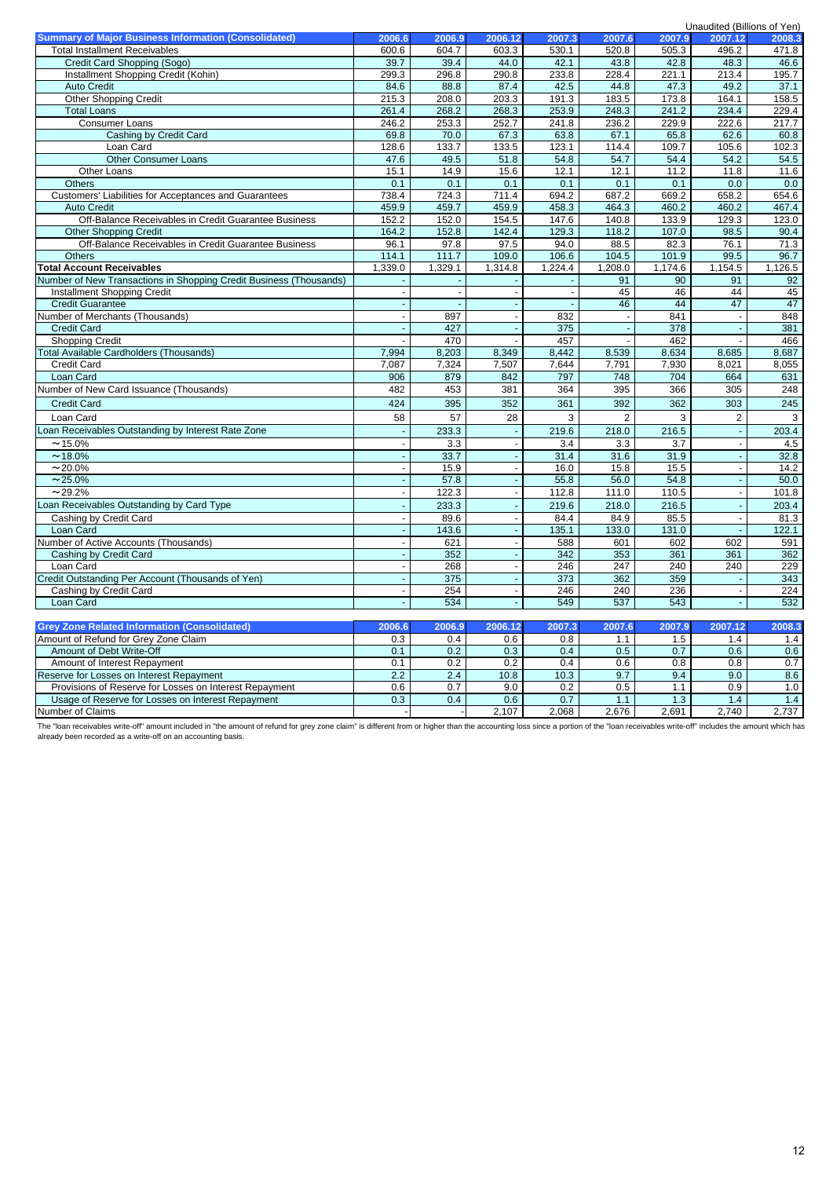Unaudited (Billions of Yen)

| Summary of Major Business Information (Consolidated) | 2006.6 | 2006.9 | 2006.12 | 2007.3 | 2007.6 | 2007.9 | 2007.12 | 2008.3 |
|---|---|---|---|---|---|---|---|---|
| Total Installment Receivables | 600.6 | 604.7 | 603.3 | 530.1 | 520.8 | 505.3 | 496.2 | 471.8 |
| Credit Card Shopping (Sogo) | 39.7 | 39.4 | 44.0 | 42.1 | 43.8 | 42.8 | 48.3 | 46.6 |
| Installment Shopping Credit (Kohin) | 299.3 | 296.8 | 290.8 | 233.8 | 228.4 | 221.1 | 213.4 | 195.7 |
| Auto Credit | 84.6 | 88.8 | 87.4 | 42.5 | 44.8 | 47.3 | 49.2 | 37.1 |
| Other Shopping Credit | 215.3 | 208.0 | 203.3 | 191.3 | 183.5 | 173.8 | 164.1 | 158.5 |
| Total Loans | 261.4 | 268.2 | 268.3 | 253.9 | 248.3 | 241.2 | 234.4 | 229.4 |
| Consumer Loans | 246.2 | 253.3 | 252.7 | 241.8 | 236.2 | 229.9 | 222.6 | 217.7 |
| Cashing by Credit Card | 69.8 | 70.0 | 67.3 | 63.8 | 67.1 | 65.8 | 62.6 | 60.8 |
| Loan Card | 128.6 | 133.7 | 133.5 | 123.1 | 114.4 | 109.7 | 105.6 | 102.3 |
| Other Consumer Loans | 47.6 | 49.5 | 51.8 | 54.8 | 54.7 | 54.4 | 54.2 | 54.5 |
| Other Loans | 15.1 | 14.9 | 15.6 | 12.1 | 12.1 | 11.2 | 11.8 | 11.6 |
| Others | 0.1 | 0.1 | 0.1 | 0.1 | 0.1 | 0.1 | 0.0 | 0.0 |
| Customers' Liabilities for Acceptances and Guarantees | 738.4 | 724.3 | 711.4 | 694.2 | 687.2 | 669.2 | 658.2 | 654.6 |
| Auto Credit | 459.9 | 459.7 | 459.9 | 458.3 | 464.3 | 460.2 | 460.2 | 467.4 |
| Off-Balance Receivables in Credit Guarantee Business | 152.2 | 152.0 | 154.5 | 147.6 | 140.8 | 133.9 | 129.3 | 123.0 |
| Other Shopping Credit | 164.2 | 152.8 | 142.4 | 129.3 | 118.2 | 107.0 | 98.5 | 90.4 |
| Off-Balance Receivables in Credit Guarantee Business | 96.1 | 97.8 | 97.5 | 94.0 | 88.5 | 82.3 | 76.1 | 71.3 |
| Others | 114.1 | 111.7 | 109.0 | 106.6 | 104.5 | 101.9 | 99.5 | 96.7 |
| **Total Account Receivables** | 1,339.0 | 1,329.1 | 1,314.8 | 1,224.4 | 1,208.0 | 1,174.6 | 1,154.5 | 1,126.5 |
| Number of New Transactions in Shopping Credit Business (Thousands) | - | - | - | - | 91 | 90 | 91 | 92 |
| Installment Shopping Credit | - | - | - | - | 45 | 46 | 44 | 45 |
| Credit Guarantee | - | - | - | - | 46 | 44 | 47 | 47 |
| Number of Merchants (Thousands) | - | 897 | - | 832 | - | 841 | - | 848 |
| Credit Card | - | 427 | - | 375 | - | 378 | - | 381 |
| Shopping Credit | - | 470 | - | 457 | - | 462 | - | 466 |
| Total Available Cardholders (Thousands) | 7,994 | 8,203 | 8,349 | 8,442 | 8,539 | 8,634 | 8,685 | 8,687 |
| Credit Card | 7,087 | 7,324 | 7,507 | 7,644 | 7,791 | 7,930 | 8,021 | 8,055 |
| Loan Card | 906 | 879 | 842 | 797 | 748 | 704 | 664 | 631 |
| Number of New Card Issuance (Thousands) | 482 | 453 | 381 | 364 | 395 | 366 | 305 | 248 |
| Credit Card | 424 | 395 | 352 | 361 | 392 | 362 | 303 | 245 |
| Loan Card | 58 | 57 | 28 | 3 | 2 | 3 | 2 | 3 |
| Loan Receivables Outstanding by Interest Rate Zone | - | 233.3 | - | 219.6 | 218.0 | 216.5 | - | 203.4 |
| ～15.0% | - | 3.3 | - | 3.4 | 3.3 | 3.7 | - | 4.5 |
| ～18.0% | - | 33.7 | - | 31.4 | 31.6 | 31.9 | - | 32.8 |
| ～20.0% | - | 15.9 | - | 16.0 | 15.8 | 15.5 | - | 14.2 |
| ～25.0% | - | 57.8 | - | 55.8 | 56.0 | 54.8 | - | 50.0 |
| ～29.2% | - | 122.3 | - | 112.8 | 111.0 | 110.5 | - | 101.8 |
| Loan Receivables Outstanding by Card Type | - | 233.3 | - | 219.6 | 218.0 | 216.5 | - | 203.4 |
| Cashing by Credit Card | - | 89.6 | - | 84.4 | 84.9 | 85.5 | - | 81.3 |
| Loan Card | - | 143.6 | - | 135.1 | 133.0 | 131.0 | - | 122.1 |
| Number of Active Accounts (Thousands) | - | 621 | - | 588 | 601 | 602 | 602 | 591 |
| Cashing by Credit Card | - | 352 | - | 342 | 353 | 361 | 361 | 362 |
| Loan Card | - | 268 | - | 246 | 247 | 240 | 240 | 229 |
| Credit Outstanding Per Account (Thousands of Yen) | - | 375 | - | 373 | 362 | 359 | - | 343 |
| Cashing by Credit Card | - | 254 | - | 246 | 240 | 236 | - | 224 |
| Loan Card | - | 534 | - | 549 | 537 | 543 | - | 532 |

| Grey Zone Related Information (Consolidated) | 2006.6 | 2006.9 | 2006.12 | 2007.3 | 2007.6 | 2007.9 | 2007.12 | 2008.3 |
|---|---|---|---|---|---|---|---|---|
| Amount of Refund for Grey Zone Claim | 0.3 | 0.4 | 0.6 | 0.8 | 1.1 | 1.5 | 1.4 | 1.4 |
| Amount of Debt Write-Off | 0.1 | 0.2 | 0.3 | 0.4 | 0.5 | 0.7 | 0.6 | 0.6 |
| Amount of Interest Repayment | 0.1 | 0.2 | 0.2 | 0.4 | 0.6 | 0.8 | 0.8 | 0.7 |
| Reserve for Losses on Interest Repayment | 2.2 | 2.4 | 10.8 | 10.3 | 9.7 | 9.4 | 9.0 | 8.6 |
| Provisions of Reserve for Losses on Interest Repayment | 0.6 | 0.7 | 9.0 | 0.2 | 0.5 | 1.1 | 0.9 | 1.0 |
| Usage of Reserve for Losses on Interest Repayment | 0.3 | 0.4 | 0.6 | 0.7 | 1.1 | 1.3 | 1.4 | 1.4 |
| Number of Claims | - | - | 2,107 | 2,068 | 2,676 | 2,691 | 2,740 | 2,737 |

The "loan receivables write-off" amount included in "the amount of refund for grey zone claim" is different from or higher than the accounting loss since a portion of the "loan receivables write-off" includes the amount which has already been recorded as a write-off on an accounting basis.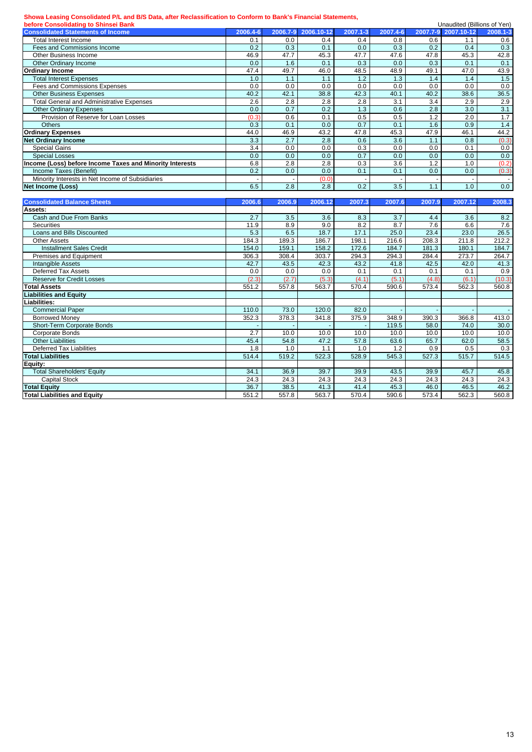**Showa Leasing Consolidated P/L and B/S Data, after Reclassification to Conform to Bank's Financial Statements, before Consolidating to Shinsei Bank**

Unaudited (Billions of Yen)

| Consolidated Statements of Income | 2006.4-6 | 2006.7-9 | 2006.10-12 | 2007.1-3 | 2007.4-6 | 2007.7-9 | 2007.10-12 | 2008.1-3 |
|---|---|---|---|---|---|---|---|---|
| Total Interest Income | 0.1 | 0.0 | 0.4 | 0.4 | 0.8 | 0.6 | 1.1 | 0.6 |
| Fees and Commissions Income | 0.2 | 0.3 | 0.1 | 0.0 | 0.3 | 0.2 | 0.4 | 0.3 |
| Other Business Income | 46.9 | 47.7 | 45.3 | 47.7 | 47.6 | 47.8 | 45.3 | 42.8 |
| Other Ordinary Income | 0.0 | 1.6 | 0.1 | 0.3 | 0.0 | 0.3 | 0.1 | 0.1 |
| **Ordinary Income** | 47.4 | 49.7 | 46.0 | 48.5 | 48.9 | 49.1 | 47.0 | 43.9 |
| Total Interest Expenses | 1.0 | 1.1 | 1.1 | 1.2 | 1.3 | 1.4 | 1.4 | 1.5 |
| Fees and Commissions Expenses | 0.0 | 0.0 | 0.0 | 0.0 | 0.0 | 0.0 | 0.0 | 0.0 |
| Other Business Expenses | 40.2 | 42.1 | 38.8 | 42.3 | 40.1 | 40.2 | 38.6 | 36.5 |
| Total General and Administrative Expenses | 2.6 | 2.8 | 2.8 | 2.8 | 3.1 | 3.4 | 2.9 | 2.9 |
| Other Ordinary Expenses | 0.0 | 0.7 | 0.2 | 1.3 | 0.6 | 2.8 | 3.0 | 3.1 |
| Provision of Reserve for Loan Losses | (0.3) | 0.6 | 0.1 | 0.5 | 0.5 | 1.2 | 2.0 | 1.7 |
| Others | 0.3 | 0.1 | 0.0 | 0.7 | 0.1 | 1.6 | 0.9 | 1.4 |
| **Ordinary Expenses** | 44.0 | 46.9 | 43.2 | 47.8 | 45.3 | 47.9 | 46.1 | 44.2 |
| **Net Ordinary Income** | 3.3 | 2.7 | 2.8 | 0.6 | 3.6 | 1.1 | 0.8 | (0.3) |
| Special Gains | 3.4 | 0.0 | 0.0 | 0.3 | 0.0 | 0.0 | 0.1 | 0.0 |
| Special Losses | 0.0 | 0.0 | 0.0 | 0.7 | 0.0 | 0.0 | 0.0 | 0.0 |
| **Income (Loss) before Income Taxes and Minority Interests** | 6.8 | 2.8 | 2.8 | 0.3 | 3.6 | 1.2 | 1.0 | (0.2) |
| Income Taxes (Benefit) | 0.2 | 0.0 | 0.0 | 0.1 | 0.1 | 0.0 | 0.0 | (0.3) |
| Minority Interests in Net Income of Subsidiaries | - | - | (0.0) | - | - | - | - | - |
| **Net Income (Loss)** | 6.5 | 2.8 | 2.8 | 0.2 | 3.5 | 1.1 | 1.0 | 0.0 |

| Consolidated Balance Sheets | 2006.6 | 2006.9 | 2006.12 | 2007.3 | 2007.6 | 2007.9 | 2007.12 | 2008.3 |
|---|---|---|---|---|---|---|---|---|
| **Assets:** | | | | | | | | |
| Cash and Due From Banks | 2.7 | 3.5 | 3.6 | 8.3 | 3.7 | 4.4 | 3.6 | 8.2 |
| Securities | 11.9 | 8.9 | 9.0 | 8.2 | 8.7 | 7.6 | 6.6 | 7.6 |
| Loans and Bills Discounted | 5.3 | 6.5 | 18.7 | 17.1 | 25.0 | 23.4 | 23.0 | 26.5 |
| Other Assets | 184.3 | 189.3 | 186.7 | 198.1 | 216.6 | 208.3 | 211.8 | 212.2 |
| Installment Sales Credit | 154.0 | 159.1 | 158.2 | 172.6 | 184.7 | 181.3 | 180.1 | 184.7 |
| Premises and Equipment | 306.3 | 308.4 | 303.7 | 294.3 | 294.3 | 284.4 | 273.7 | 264.7 |
| Intangible Assets | 42.7 | 43.5 | 42.3 | 43.2 | 41.8 | 42.5 | 42.0 | 41.3 |
| Deferred Tax Assets | 0.0 | 0.0 | 0.0 | 0.1 | 0.1 | 0.1 | 0.1 | 0.9 |
| Reserve for Credit Losses | (2.3) | (2.7) | (5.3) | (4.1) | (5.1) | (4.8) | (6.1) | (10.3) |
| **Total Assets** | 551.2 | 557.8 | 563.7 | 570.4 | 590.6 | 573.4 | 562.3 | 560.8 |
| **Liabilities and Equity** | | | | | | | | |
| **Liabilities:** | | | | | | | | |
| Commercial Paper | 110.0 | 73.0 | 120.0 | 82.0 | - | - | - | - |
| Borrowed Money | 352.3 | 378.3 | 341.8 | 375.9 | 348.9 | 390.3 | 366.8 | 413.0 |
| Short-Term Corporate Bonds | - | - | - | - | 119.5 | 58.0 | 74.0 | 30.0 |
| Corporate Bonds | 2.7 | 10.0 | 10.0 | 10.0 | 10.0 | 10.0 | 10.0 | 10.0 |
| Other Liabilities | 45.4 | 54.8 | 47.2 | 57.8 | 63.6 | 65.7 | 62.0 | 58.5 |
| Deferred Tax Liabilities | 1.8 | 1.0 | 1.1 | 1.0 | 1.2 | 0.9 | 0.5 | 0.3 |
| **Total Liabilities** | 514.4 | 519.2 | 522.3 | 528.9 | 545.3 | 527.3 | 515.7 | 514.5 |
| **Equity:** | | | | | | | | |
| Total Shareholders' Equity | 34.1 | 36.9 | 39.7 | 39.9 | 43.5 | 39.9 | 45.7 | 45.8 |
| Capital Stock | 24.3 | 24.3 | 24.3 | 24.3 | 24.3 | 24.3 | 24.3 | 24.3 |
| **Total Equity** | 36.7 | 38.5 | 41.3 | 41.4 | 45.3 | 46.0 | 46.5 | 46.2 |
| **Total Liabilities and Equity** | 551.2 | 557.8 | 563.7 | 570.4 | 590.6 | 573.4 | 562.3 | 560.8 |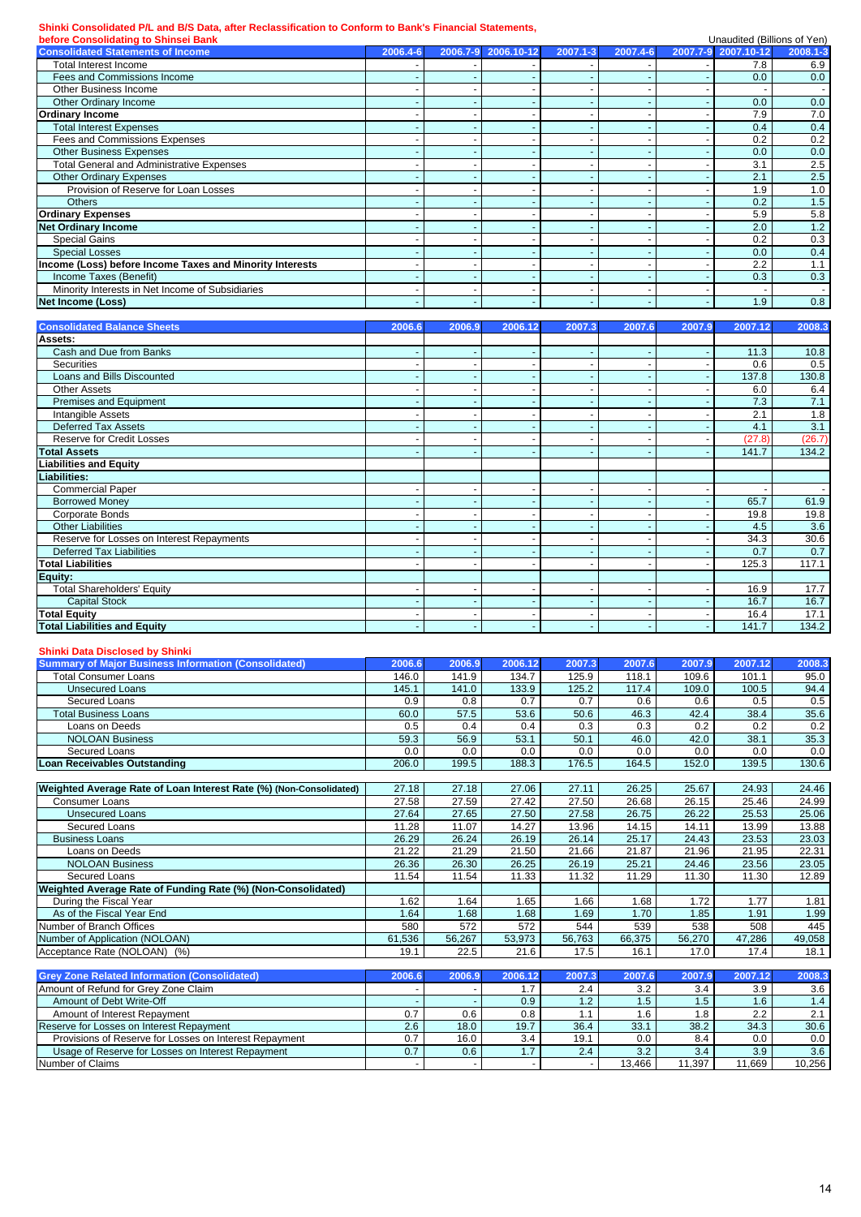**Shinki Consolidated P/L and B/S Data, after Reclassification to Conform to Bank's Financial Statements, before Consolidating to Shinsei Bank**

Unaudited (Billions of Yen)

| Consolidated Statements of Income | 2006.4-6 | 2006.7-9 | 2006.10-12 | 2007.1-3 | 2007.4-6 | 2007.7-9 | 2007.10-12 | 2008.1-3 |
|---|---|---|---|---|---|---|---|---|
| Total Interest Income | - | - | - | - | - | - | 7.8 | 6.9 |
| Fees and Commissions Income | - | - | - | - | - | - | 0.0 | 0.0 |
| Other Business Income | - | - | - | - | - | - | - | - |
| Other Ordinary Income | - | - | - | - | - | - | 0.0 | 0.0 |
| **Ordinary Income** | - | - | - | - | - | - | 7.9 | 7.0 |
| Total Interest Expenses | - | - | - | - | - | - | 0.4 | 0.4 |
| Fees and Commissions Expenses | - | - | - | - | - | - | 0.2 | 0.2 |
| Other Business Expenses | - | - | - | - | - | - | 0.0 | 0.0 |
| Total General and Administrative Expenses | - | - | - | - | - | - | 3.1 | 2.5 |
| Other Ordinary Expenses | - | - | - | - | - | - | 2.1 | 2.5 |
| Provision of Reserve for Loan Losses | - | - | - | - | - | - | 1.9 | 1.0 |
| Others | - | - | - | - | - | - | 0.2 | 1.5 |
| **Ordinary Expenses** | - | - | - | - | - | - | 5.9 | 5.8 |
| **Net Ordinary Income** | - | - | - | - | - | - | 2.0 | 1.2 |
| Special Gains | - | - | - | - | - | - | 0.2 | 0.3 |
| Special Losses | - | - | - | - | - | - | 0.0 | 0.4 |
| **Income (Loss) before Income Taxes and Minority Interests** | - | - | - | - | - | - | 2.2 | 1.1 |
| Income Taxes (Benefit) | - | - | - | - | - | - | 0.3 | 0.3 |
| Minority Interests in Net Income of Subsidiaries | - | - | - | - | - | - | - | - |
| **Net Income (Loss)** | - | - | - | - | - | - | 1.9 | 0.8 |

| Consolidated Balance Sheets | 2006.6 | 2006.9 | 2006.12 | 2007.3 | 2007.6 | 2007.9 | 2007.12 | 2008.3 |
|---|---|---|---|---|---|---|---|---|
| **Assets:** | | | | | | | | |
| Cash and Due from Banks | - | - | - | - | - | - | 11.3 | 10.8 |
| Securities | - | - | - | - | - | - | 0.6 | 0.5 |
| Loans and Bills Discounted | - | - | - | - | - | - | 137.8 | 130.8 |
| Other Assets | - | - | - | - | - | - | 6.0 | 6.4 |
| Premises and Equipment | - | - | - | - | - | - | 7.3 | 7.1 |
| Intangible Assets | - | - | - | - | - | - | 2.1 | 1.8 |
| Deferred Tax Assets | - | - | - | - | - | - | 4.1 | 3.1 |
| Reserve for Credit Losses | - | - | - | - | - | - | (27.8) | (26.7) |
| **Total Assets** | - | - | - | - | - | - | 141.7 | 134.2 |
| **Liabilities and Equity** | | | | | | | | |
| **Liabilities:** | | | | | | | | |
| Commercial Paper | - | - | - | - | - | - | - | - |
| Borrowed Money | - | - | - | - | - | - | 65.7 | 61.9 |
| Corporate Bonds | - | - | - | - | - | - | 19.8 | 19.8 |
| Other Liabilities | - | - | - | - | - | - | 4.5 | 3.6 |
| Reserve for Losses on Interest Repayments | - | - | - | - | - | - | 34.3 | 30.6 |
| Deferred Tax Liabilities | - | - | - | - | - | - | 0.7 | 0.7 |
| **Total Liabilities** | - | - | - | - | - | - | 125.3 | 117.1 |
| **Equity:** | | | | | | | | |
| Total Shareholders' Equity | - | - | - | - | - | - | 16.9 | 17.7 |
| Capital Stock | - | - | - | - | - | - | 16.7 | 16.7 |
| **Total Equity** | - | - | - | - | - | - | 16.4 | 17.1 |
| **Total Liabilities and Equity** | - | - | - | - | - | - | 141.7 | 134.2 |

**Shinki Data Disclosed by Shinki**

| Summary of Major Business Information (Consolidated) | 2006.6 | 2006.9 | 2006.12 | 2007.3 | 2007.6 | 2007.9 | 2007.12 | 2008.3 |
|---|---|---|---|---|---|---|---|---|
| Total Consumer Loans | 146.0 | 141.9 | 134.7 | 125.9 | 118.1 | 109.6 | 101.1 | 95.0 |
| Unsecured Loans | 145.1 | 141.0 | 133.9 | 125.2 | 117.4 | 109.0 | 100.5 | 94.4 |
| Secured Loans | 0.9 | 0.8 | 0.7 | 0.7 | 0.6 | 0.6 | 0.5 | 0.5 |
| Total Business Loans | 60.0 | 57.5 | 53.6 | 50.6 | 46.3 | 42.4 | 38.4 | 35.6 |
| Loans on Deeds | 0.5 | 0.4 | 0.4 | 0.3 | 0.3 | 0.2 | 0.2 | 0.2 |
| NOLOAN Business | 59.3 | 56.9 | 53.1 | 50.1 | 46.0 | 42.0 | 38.1 | 35.3 |
| Secured Loans | 0.0 | 0.0 | 0.0 | 0.0 | 0.0 | 0.0 | 0.0 | 0.0 |
| **Loan Receivables Outstanding** | 206.0 | 199.5 | 188.3 | 176.5 | 164.5 | 152.0 | 139.5 | 130.6 |

| | 2006.6 | 2006.9 | 2006.12 | 2007.3 | 2007.6 | 2007.9 | 2007.12 | 2008.3 |
|---|---|---|---|---|---|---|---|---|
| **Weighted Average Rate of Loan Interest Rate (%) (Non-Consolidated)** | 27.18 | 27.18 | 27.06 | 27.11 | 26.25 | 25.67 | 24.93 | 24.46 |
| Consumer Loans | 27.58 | 27.59 | 27.42 | 27.50 | 26.68 | 26.15 | 25.46 | 24.99 |
| Unsecured Loans | 27.64 | 27.65 | 27.50 | 27.58 | 26.75 | 26.22 | 25.53 | 25.06 |
| Secured Loans | 11.28 | 11.07 | 14.27 | 13.96 | 14.15 | 14.11 | 13.99 | 13.88 |
| Business Loans | 26.29 | 26.24 | 26.19 | 26.14 | 25.17 | 24.43 | 23.53 | 23.03 |
| Loans on Deeds | 21.22 | 21.29 | 21.50 | 21.66 | 21.87 | 21.96 | 21.95 | 22.31 |
| NOLOAN Business | 26.36 | 26.30 | 26.25 | 26.19 | 25.21 | 24.46 | 23.56 | 23.05 |
| Secured Loans | 11.54 | 11.54 | 11.33 | 11.32 | 11.29 | 11.30 | 11.30 | 12.89 |
| **Weighted Average Rate of Funding Rate (%) (Non-Consolidated)** | | | | | | | | |
| During the Fiscal Year | 1.62 | 1.64 | 1.65 | 1.66 | 1.68 | 1.72 | 1.77 | 1.81 |
| As of the Fiscal Year End | 1.64 | 1.68 | 1.68 | 1.69 | 1.70 | 1.85 | 1.91 | 1.99 |
| Number of Branch Offices | 580 | 572 | 572 | 544 | 539 | 538 | 508 | 445 |
| Number of Application (NOLOAN) | 61,536 | 56,267 | 53,973 | 56,763 | 66,375 | 56,270 | 47,286 | 49,058 |
| Acceptance Rate (NOLOAN) (%) | 19.1 | 22.5 | 21.6 | 17.5 | 16.1 | 17.0 | 17.4 | 18.1 |

| Grey Zone Related Information (Consolidated) | 2006.6 | 2006.9 | 2006.12 | 2007.3 | 2007.6 | 2007.9 | 2007.12 | 2008.3 |
|---|---|---|---|---|---|---|---|---|
| Amount of Refund for Grey Zone Claim | - | - | 1.7 | 2.4 | 3.2 | 3.4 | 3.9 | 3.6 |
| Amount of Debt Write-Off | - | - | 0.9 | 1.2 | 1.5 | 1.5 | 1.6 | 1.4 |
| Amount of Interest Repayment | 0.7 | 0.6 | 0.8 | 1.1 | 1.6 | 1.8 | 2.2 | 2.1 |
| Reserve for Losses on Interest Repayment | 2.6 | 18.0 | 19.7 | 36.4 | 33.1 | 38.2 | 34.3 | 30.6 |
| Provisions of Reserve for Losses on Interest Repayment | 0.7 | 16.0 | 3.4 | 19.1 | 0.0 | 8.4 | 0.0 | 0.0 |
| Usage of Reserve for Losses on Interest Repayment | 0.7 | 0.6 | 1.7 | 2.4 | 3.2 | 3.4 | 3.9 | 3.6 |
| Number of Claims | - | - | - | - | 13,466 | 11,397 | 11,669 | 10,256 |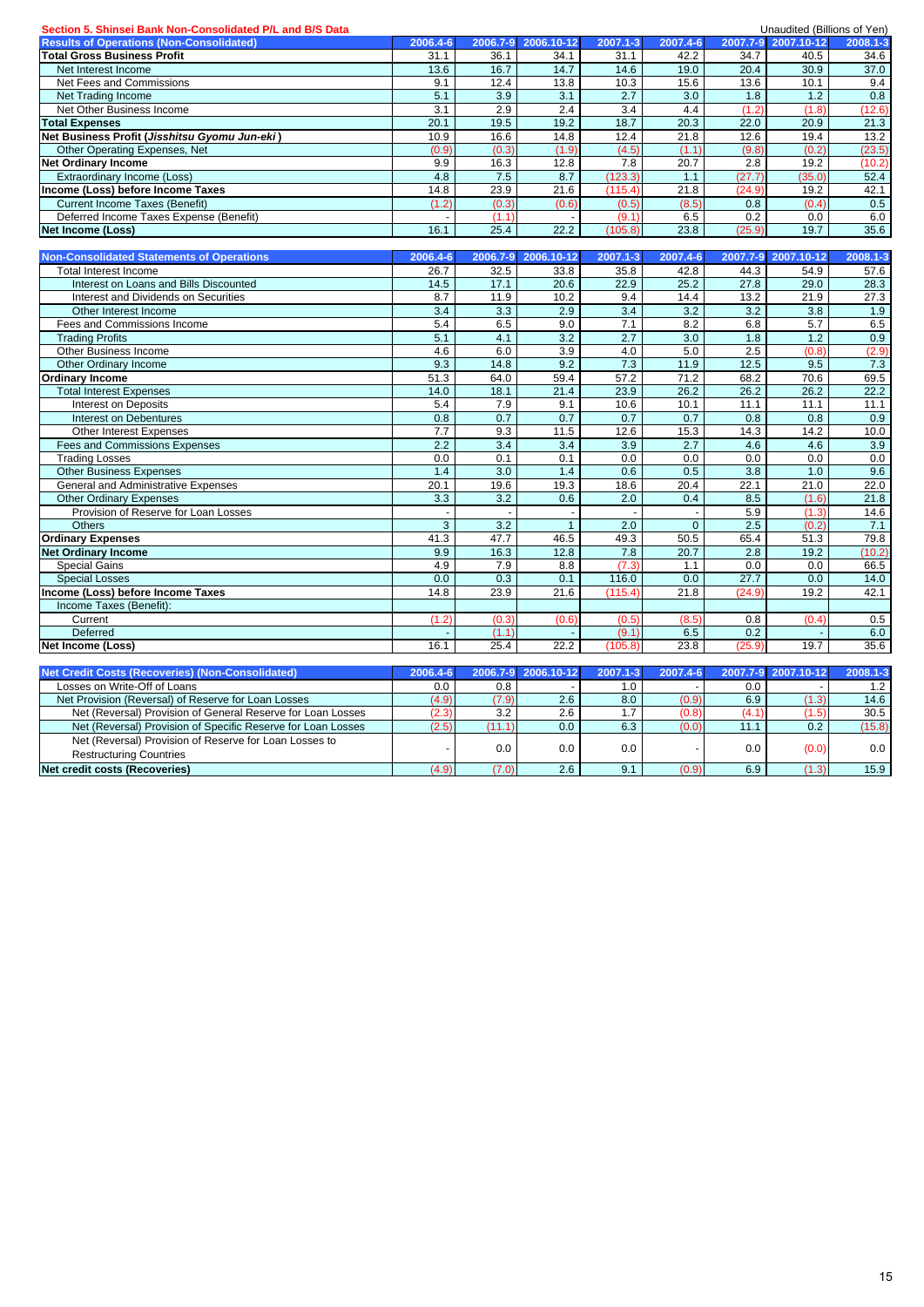## Section 5. Shinsei Bank Non-Consolidated P/L and B/S Data

Unaudited (Billions of Yen)

| Results of Operations (Non-Consolidated) | 2006.4-6 | 2006.7-9 | 2006.10-12 | 2007.1-3 | 2007.4-6 | 2007.7-9 | 2007.10-12 | 2008.1-3 |
|---|---|---|---|---|---|---|---|---|
| **Total Gross Business Profit** | 31.1 | 36.1 | 34.1 | 31.1 | 42.2 | 34.7 | 40.5 | 34.6 |
| Net Interest Income | 13.6 | 16.7 | 14.7 | 14.6 | 19.0 | 20.4 | 30.9 | 37.0 |
| Net Fees and Commissions | 9.1 | 12.4 | 13.8 | 10.3 | 15.6 | 13.6 | 10.1 | 9.4 |
| Net Trading Income | 5.1 | 3.9 | 3.1 | 2.7 | 3.0 | 1.8 | 1.2 | 0.8 |
| Net Other Business Income | 3.1 | 2.9 | 2.4 | 3.4 | 4.4 | (1.2) | (1.8) | (12.6) |
| **Total Expenses** | 20.1 | 19.5 | 19.2 | 18.7 | 20.3 | 22.0 | 20.9 | 21.3 |
| **Net Business Profit (*Jisshitsu Gyomu Jun-eki*)** | 10.9 | 16.6 | 14.8 | 12.4 | 21.8 | 12.6 | 19.4 | 13.2 |
| Other Operating Expenses, Net | (0.9) | (0.3) | (1.9) | (4.5) | (1.1) | (9.8) | (0.2) | (23.5) |
| **Net Ordinary Income** | 9.9 | 16.3 | 12.8 | 7.8 | 20.7 | 2.8 | 19.2 | (10.2) |
| Extraordinary Income (Loss) | 4.8 | 7.5 | 8.7 | (123.3) | 1.1 | (27.7) | (35.0) | 52.4 |
| **Income (Loss) before Income Taxes** | 14.8 | 23.9 | 21.6 | (115.4) | 21.8 | (24.9) | 19.2 | 42.1 |
| Current Income Taxes (Benefit) | (1.2) | (0.3) | (0.6) | (0.5) | (8.5) | 0.8 | (0.4) | 0.5 |
| Deferred Income Taxes Expense (Benefit) | - | (1.1) | - | (9.1) | 6.5 | 0.2 | 0.0 | 6.0 |
| **Net Income (Loss)** | 16.1 | 25.4 | 22.2 | (105.8) | 23.8 | (25.9) | 19.7 | 35.6 |

| Non-Consolidated Statements of Operations | 2006.4-6 | 2006.7-9 | 2006.10-12 | 2007.1-3 | 2007.4-6 | 2007.7-9 | 2007.10-12 | 2008.1-3 |
|---|---|---|---|---|---|---|---|---|
| Total Interest Income | 26.7 | 32.5 | 33.8 | 35.8 | 42.8 | 44.3 | 54.9 | 57.6 |
| Interest on Loans and Bills Discounted | 14.5 | 17.1 | 20.6 | 22.9 | 25.2 | 27.8 | 29.0 | 28.3 |
| Interest and Dividends on Securities | 8.7 | 11.9 | 10.2 | 9.4 | 14.4 | 13.2 | 21.9 | 27.3 |
| Other Interest Income | 3.4 | 3.3 | 2.9 | 3.4 | 3.2 | 3.2 | 3.8 | 1.9 |
| Fees and Commissions Income | 5.4 | 6.5 | 9.0 | 7.1 | 8.2 | 6.8 | 5.7 | 6.5 |
| Trading Profits | 5.1 | 4.1 | 3.2 | 2.7 | 3.0 | 1.8 | 1.2 | 0.9 |
| Other Business Income | 4.6 | 6.0 | 3.9 | 4.0 | 5.0 | 2.5 | (0.8) | (2.9) |
| Other Ordinary Income | 9.3 | 14.8 | 9.2 | 7.3 | 11.9 | 12.5 | 9.5 | 7.3 |
| **Ordinary Income** | 51.3 | 64.0 | 59.4 | 57.2 | 71.2 | 68.2 | 70.6 | 69.5 |
| Total Interest Expenses | 14.0 | 18.1 | 21.4 | 23.9 | 26.2 | 26.2 | 26.2 | 22.2 |
| Interest on Deposits | 5.4 | 7.9 | 9.1 | 10.6 | 10.1 | 11.1 | 11.1 | 11.1 |
| Interest on Debentures | 0.8 | 0.7 | 0.7 | 0.7 | 0.7 | 0.8 | 0.8 | 0.9 |
| Other Interest Expenses | 7.7 | 9.3 | 11.5 | 12.6 | 15.3 | 14.3 | 14.2 | 10.0 |
| Fees and Commissions Expenses | 2.2 | 3.4 | 3.4 | 3.9 | 2.7 | 4.6 | 4.6 | 3.9 |
| Trading Losses | 0.0 | 0.1 | 0.1 | 0.0 | 0.0 | 0.0 | 0.0 | 0.0 |
| Other Business Expenses | 1.4 | 3.0 | 1.4 | 0.6 | 0.5 | 3.8 | 1.0 | 9.6 |
| General and Administrative Expenses | 20.1 | 19.6 | 19.3 | 18.6 | 20.4 | 22.1 | 21.0 | 22.0 |
| Other Ordinary Expenses | 3.3 | 3.2 | 0.6 | 2.0 | 0.4 | 8.5 | (1.6) | 21.8 |
| Provision of Reserve for Loan Losses | - | - | - | - | - | 5.9 | (1.3) | 14.6 |
| Others | 3 | 3.2 | 1 | 2.0 | 0 | 2.5 | (0.2) | 7.1 |
| **Ordinary Expenses** | 41.3 | 47.7 | 46.5 | 49.3 | 50.5 | 65.4 | 51.3 | 79.8 |
| **Net Ordinary Income** | 9.9 | 16.3 | 12.8 | 7.8 | 20.7 | 2.8 | 19.2 | (10.2) |
| Special Gains | 4.9 | 7.9 | 8.8 | (7.3) | 1.1 | 0.0 | 0.0 | 66.5 |
| Special Losses | 0.0 | 0.3 | 0.1 | 116.0 | 0.0 | 27.7 | 0.0 | 14.0 |
| **Income (Loss) before Income Taxes** | 14.8 | 23.9 | 21.6 | (115.4) | 21.8 | (24.9) | 19.2 | 42.1 |
| Income Taxes (Benefit): | | | | | | | | |
| Current | (1.2) | (0.3) | (0.6) | (0.5) | (8.5) | 0.8 | (0.4) | 0.5 |
| Deferred | - | (1.1) | - | (9.1) | 6.5 | 0.2 | - | 6.0 |
| **Net Income (Loss)** | 16.1 | 25.4 | 22.2 | (105.8) | 23.8 | (25.9) | 19.7 | 35.6 |

| Net Credit Costs (Recoveries) (Non-Consolidated) | 2006.4-6 | 2006.7-9 | 2006.10-12 | 2007.1-3 | 2007.4-6 | 2007.7-9 | 2007.10-12 | 2008.1-3 |
|---|---|---|---|---|---|---|---|---|
| Losses on Write-Off of Loans | 0.0 | 0.8 | - | 1.0 | - | 0.0 | - | 1.2 |
| Net Provision (Reversal) of Reserve for Loan Losses | (4.9) | (7.9) | 2.6 | 8.0 | (0.9) | 6.9 | (1.3) | 14.6 |
| Net (Reversal) Provision of General Reserve for Loan Losses | (2.3) | 3.2 | 2.6 | 1.7 | (0.8) | (4.1) | (1.5) | 30.5 |
| Net (Reversal) Provision of Specific Reserve for Loan Losses | (2.5) | (11.1) | 0.0 | 6.3 | (0.0) | 11.1 | 0.2 | (15.8) |
| Net (Reversal) Provision of Reserve for Loan Losses to Restructuring Countries | - | 0.0 | 0.0 | 0.0 | - | 0.0 | (0.0) | 0.0 |
| **Net credit costs (Recoveries)** | (4.9) | (7.0) | 2.6 | 9.1 | (0.9) | 6.9 | (1.3) | 15.9 |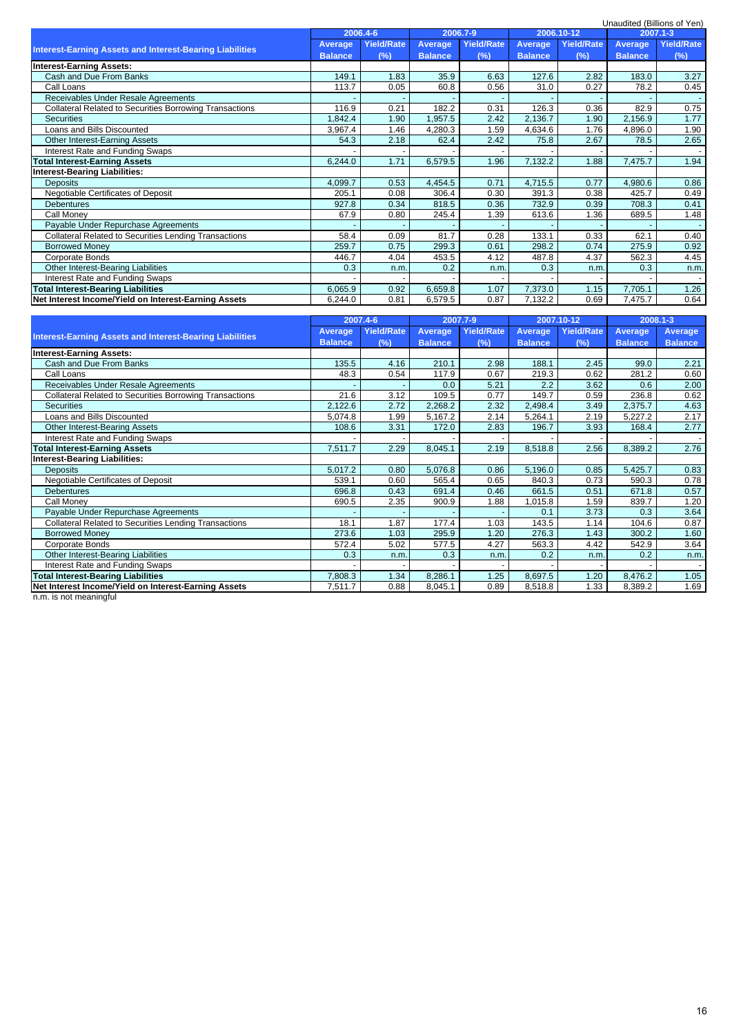Unaudited (Billions of Yen)

| Interest-Earning Assets and Interest-Bearing Liabilities | 2006.4-6 | | 2006.7-9 | | 2006.10-12 | | 2007.1-3 | |
|---|---|---|---|---|---|---|---|---|
| | Average Balance | Yield/Rate (%) | Average Balance | Yield/Rate (%) | Average Balance | Yield/Rate (%) | Average Balance | Yield/Rate (%) |
| **Interest-Earning Assets:** | | | | | | | | |
| Cash and Due From Banks | 149.1 | 1.83 | 35.9 | 6.63 | 127.6 | 2.82 | 183.0 | 3.27 |
| Call Loans | 113.7 | 0.05 | 60.8 | 0.56 | 31.0 | 0.27 | 78.2 | 0.45 |
| Receivables Under Resale Agreements | - | - | - | - | - | - | - | - |
| Collateral Related to Securities Borrowing Transactions | 116.9 | 0.21 | 182.2 | 0.31 | 126.3 | 0.36 | 82.9 | 0.75 |
| Securities | 1,842.4 | 1.90 | 1,957.5 | 2.42 | 2,136.7 | 1.90 | 2,156.9 | 1.77 |
| Loans and Bills Discounted | 3,967.4 | 1.46 | 4,280.3 | 1.59 | 4,634.6 | 1.76 | 4,896.0 | 1.90 |
| Other Interest-Earning Assets | 54.3 | 2.18 | 62.4 | 2.42 | 75.8 | 2.67 | 78.5 | 2.65 |
| Interest Rate and Funding Swaps | - | - | - | - | - | - | - | - |
| **Total Interest-Earning Assets** | 6,244.0 | 1.71 | 6,579.5 | 1.96 | 7,132.2 | 1.88 | 7,475.7 | 1.94 |
| **Interest-Bearing Liabilities:** | | | | | | | | |
| Deposits | 4,099.7 | 0.53 | 4,454.5 | 0.71 | 4,715.5 | 0.77 | 4,980.6 | 0.86 |
| Negotiable Certificates of Deposit | 205.1 | 0.08 | 306.4 | 0.30 | 391.3 | 0.38 | 425.7 | 0.49 |
| Debentures | 927.8 | 0.34 | 818.5 | 0.36 | 732.9 | 0.39 | 708.3 | 0.41 |
| Call Money | 67.9 | 0.80 | 245.4 | 1.39 | 613.6 | 1.36 | 689.5 | 1.48 |
| Payable Under Repurchase Agreements | - | - | - | - | - | - | - | - |
| Collateral Related to Securities Lending Transactions | 58.4 | 0.09 | 81.7 | 0.28 | 133.1 | 0.33 | 62.1 | 0.40 |
| Borrowed Money | 259.7 | 0.75 | 299.3 | 0.61 | 298.2 | 0.74 | 275.9 | 0.92 |
| Corporate Bonds | 446.7 | 4.04 | 453.5 | 4.12 | 487.8 | 4.37 | 562.3 | 4.45 |
| Other Interest-Bearing Liabilities | 0.3 | n.m. | 0.2 | n.m. | 0.3 | n.m. | 0.3 | n.m. |
| Interest Rate and Funding Swaps | - | - | - | - | - | - | - | - |
| **Total Interest-Bearing Liabilities** | 6,065.9 | 0.92 | 6,659.8 | 1.07 | 7,373.0 | 1.15 | 7,705.1 | 1.26 |
| **Net Interest Income/Yield on Interest-Earning Assets** | 6,244.0 | 0.81 | 6,579.5 | 0.87 | 7,132.2 | 0.69 | 7,475.7 | 0.64 |

| Interest-Earning Assets and Interest-Bearing Liabilities | 2007.4-6 | | 2007.7-9 | | 2007.10-12 | | 2008.1-3 | |
|---|---|---|---|---|---|---|---|---|
| | Average Balance | Yield/Rate (%) | Average Balance | Yield/Rate (%) | Average Balance | Yield/Rate (%) | Average Balance | Average Balance |
| **Interest-Earning Assets:** | | | | | | | | |
| Cash and Due From Banks | 135.5 | 4.16 | 210.1 | 2.98 | 188.1 | 2.45 | 99.0 | 2.21 |
| Call Loans | 48.3 | 0.54 | 117.9 | 0.67 | 219.3 | 0.62 | 281.2 | 0.60 |
| Receivables Under Resale Agreements | - | - | 0.0 | 5.21 | 2.2 | 3.62 | 0.6 | 2.00 |
| Collateral Related to Securities Borrowing Transactions | 21.6 | 3.12 | 109.5 | 0.77 | 149.7 | 0.59 | 236.8 | 0.62 |
| Securities | 2,122.6 | 2.72 | 2,268.2 | 2.32 | 2,498.4 | 3.49 | 2,375.7 | 4.63 |
| Loans and Bills Discounted | 5,074.8 | 1.99 | 5,167.2 | 2.14 | 5,264.1 | 2.19 | 5,227.2 | 2.17 |
| Other Interest-Bearing Assets | 108.6 | 3.31 | 172.0 | 2.83 | 196.7 | 3.93 | 168.4 | 2.77 |
| Interest Rate and Funding Swaps | - | - | - | - | - | - | - | - |
| **Total Interest-Earning Assets** | 7,511.7 | 2.29 | 8,045.1 | 2.19 | 8,518.8 | 2.56 | 8,389.2 | 2.76 |
| **Interest-Bearing Liabilities:** | | | | | | | | |
| Deposits | 5,017.2 | 0.80 | 5,076.8 | 0.86 | 5,196.0 | 0.85 | 5,425.7 | 0.83 |
| Negotiable Certificates of Deposit | 539.1 | 0.60 | 565.4 | 0.65 | 840.3 | 0.73 | 590.3 | 0.78 |
| Debentures | 696.8 | 0.43 | 691.4 | 0.46 | 661.5 | 0.51 | 671.8 | 0.57 |
| Call Money | 690.5 | 2.35 | 900.9 | 1.88 | 1,015.8 | 1.59 | 839.7 | 1.20 |
| Payable Under Repurchase Agreements | - | - | - | - | 0.1 | 3.73 | 0.3 | 3.64 |
| Collateral Related to Securities Lending Transactions | 18.1 | 1.87 | 177.4 | 1.03 | 143.5 | 1.14 | 104.6 | 0.87 |
| Borrowed Money | 273.6 | 1.03 | 295.9 | 1.20 | 276.3 | 1.43 | 300.2 | 1.60 |
| Corporate Bonds | 572.4 | 5.02 | 577.5 | 4.27 | 563.3 | 4.42 | 542.9 | 3.64 |
| Other Interest-Bearing Liabilities | 0.3 | n.m. | 0.3 | n.m. | 0.2 | n.m. | 0.2 | n.m. |
| Interest Rate and Funding Swaps | - | - | - | - | - | - | - | - |
| **Total Interest-Bearing Liabilities** | 7,808.3 | 1.34 | 8,286.1 | 1.25 | 8,697.5 | 1.20 | 8,476.2 | 1.05 |
| **Net Interest Income/Yield on Interest-Earning Assets** | 7,511.7 | 0.88 | 8,045.1 | 0.89 | 8,518.8 | 1.33 | 8,389.2 | 1.69 |

n.m. is not meaningful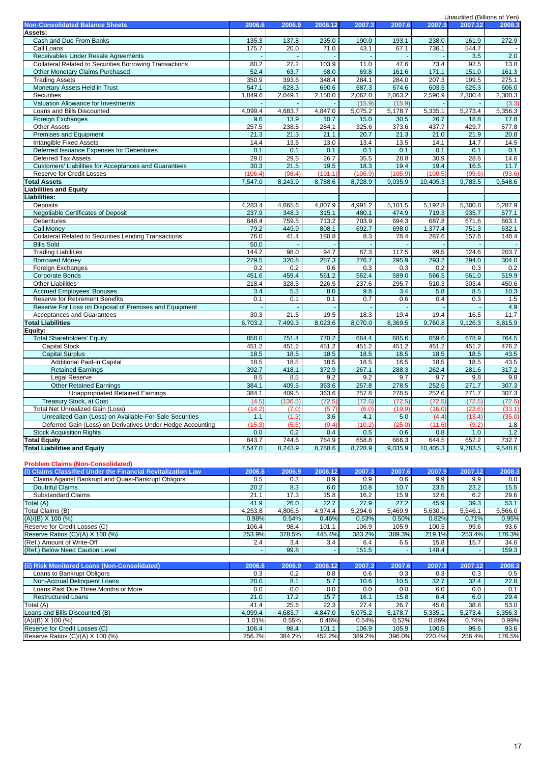Unaudited (Billions of Yen)

| Non-Consolidated Balance Sheets | 2006.6 | 2006.9 | 2006.12 | 2007.3 | 2007.6 | 2007.9 | 2007.12 | 2008.3 |
|---|---|---|---|---|---|---|---|---|
| **Assets:** | | | | | | | | |
| Cash and Due From Banks | 135.3 | 137.8 | 235.0 | 190.0 | 193.1 | 238.0 | 161.9 | 272.9 |
| Call Loans | 175.7 | 20.0 | 71.0 | 43.1 | 67.1 | 736.1 | 544.7 | - |
| Receivables Under Resale Agreements | - | - | - | - | - | - | 3.5 | 2.0 |
| Collateral Related to Securities Borrowing Transactions | 80.2 | 27.2 | 103.9 | 11.0 | 47.6 | 73.4 | 92.5 | 13.8 |
| Other Monetary Claims Purchased | 52.4 | 63.7 | 68.0 | 69.8 | 161.6 | 171.1 | 151.0 | 161.3 |
| Trading Assets | 350.9 | 393.6 | 348.4 | 284.1 | 284.0 | 207.3 | 199.5 | 275.1 |
| Monetary Assets Held in Trust | 547.1 | 628.3 | 690.6 | 687.3 | 674.6 | 603.5 | 625.3 | 606.0 |
| Securities | 1,849.6 | 2,049.1 | 2,150.0 | 2,062.0 | 2,063.2 | 2,590.9 | 2,300.4 | 2,300.3 |
| Valuation Allowance for Investments | - | - | - | (15.9) | (15.9) | - | - | (3.3) |
| Loans and Bills Discounted | 4,099.4 | 4,683.7 | 4,847.0 | 5,075.2 | 5,178.7 | 5,335.1 | 5,273.4 | 5,356.3 |
| Foreign Exchanges | 9.6 | 13.9 | 10.7 | 15.0 | 30.5 | 26.7 | 18.8 | 17.8 |
| Other Assets | 257.5 | 238.5 | 284.1 | 325.6 | 373.6 | 437.7 | 429.7 | 577.8 |
| Premises and Equipment | 21.3 | 21.3 | 21.1 | 20.7 | 21.3 | 21.0 | 21.9 | 20.8 |
| Intangible Fixed Assets | 14.4 | 13.6 | 13.0 | 13.4 | 13.5 | 14.1 | 14.7 | 14.5 |
| Deferred Issuance Expenses for Debentures | 0.1 | 0.1 | 0.1 | 0.1 | 0.1 | 0.1 | 0.1 | 0.1 |
| Deferred Tax Assets | 29.0 | 29.5 | 26.7 | 35.5 | 28.8 | 30.9 | 28.6 | 14.6 |
| Customers' Liabilities for Acceptances and Guarantees | 30.3 | 21.5 | 19.5 | 18.3 | 19.4 | 19.4 | 16.5 | 11.7 |
| Reserve for Credit Losses | (106.4) | (98.4) | (101.1) | (106.9) | (105.9) | (100.5) | (99.6) | (93.6) |
| **Total Assets** | 7,547.0 | 8,243.9 | 8,788.6 | 8,728.9 | 9,035.9 | 10,405.3 | 9,783.5 | 9,548.6 |
| **Liabilities and Equity** | | | | | | | | |
| **Liabilities:** | | | | | | | | |
| Deposits | 4,283.4 | 4,665.6 | 4,807.9 | 4,991.2 | 5,101.5 | 5,192.8 | 5,300.8 | 5,287.9 |
| Negotiable Certificates of Deposit | 237.9 | 348.3 | 315.1 | 480.1 | 474.9 | 719.3 | 935.7 | 577.1 |
| Debentures | 848.4 | 759.5 | 713.2 | 703.9 | 694.3 | 687.8 | 671.6 | 663.1 |
| Call Money | 79.2 | 449.9 | 808.1 | 692.7 | 698.0 | 1,377.4 | 751.3 | 632.1 |
| Collateral Related to Securities Lending Transactions | 76.0 | 41.4 | 180.8 | 8.3 | 78.4 | 287.6 | 157.6 | 148.4 |
| Bills Sold | 50.0 | - | - | - | - | - | - | - |
| Trading Liabilities | 144.2 | 98.0 | 94.7 | 87.3 | 117.5 | 99.5 | 124.6 | 203.7 |
| Borrowed Money | 279.5 | 320.8 | 287.3 | 276.7 | 295.9 | 293.2 | 294.0 | 304.0 |
| Foreign Exchanges | 0.2 | 0.2 | 0.6 | 0.3 | 0.3 | 0.2 | 0.3 | 0.2 |
| Corporate Bonds | 451.6 | 459.4 | 561.2 | 562.4 | 589.0 | 566.5 | 561.0 | 519.9 |
| Other Liabilities | 218.4 | 328.5 | 226.5 | 237.6 | 295.7 | 510.3 | 303.4 | 450.6 |
| Accrued Employees' Bonuses | 3.4 | 5.3 | 8.0 | 9.8 | 3.4 | 5.8 | 8.5 | 10.3 |
| Reserve for Retirement Benefits | 0.1 | 0.1 | 0.1 | 0.7 | 0.6 | 0.4 | 0.3 | 1.5 |
| Reserve For Loss on Disposal of Premises and Equipment | - | - | - | - | - | - | - | 4.9 |
| Acceptances and Guarantees | 30.3 | 21.5 | 19.5 | 18.3 | 19.4 | 19.4 | 16.5 | 11.7 |
| **Total Liabilities** | 6,703.2 | 7,499.3 | 8,023.6 | 8,070.0 | 8,369.5 | 9,760.8 | 9,126.3 | 8,815.9 |
| **Equity:** | | | | | | | | |
| Total Shareholders' Equity | 858.0 | 751.4 | 770.2 | 664.4 | 685.6 | 659.6 | 678.9 | 764.5 |
| Capital Stock | 451.2 | 451.2 | 451.2 | 451.2 | 451.2 | 451.2 | 451.2 | 476.2 |
| Capital Surplus | 18.5 | 18.5 | 18.5 | 18.5 | 18.5 | 18.5 | 18.5 | 43.5 |
| Additional Paid-in Capital | 18.5 | 18.5 | 18.5 | 18.5 | 18.5 | 18.5 | 18.5 | 43.5 |
| Retained Earnings | 392.7 | 418.1 | 372.9 | 267.1 | 288.3 | 262.4 | 281.6 | 317.2 |
| Legal Reserve | 8.5 | 8.5 | 9.2 | 9.2 | 9.7 | 9.7 | 9.8 | 9.8 |
| Other Retained Earnings | 384.1 | 409.5 | 363.6 | 257.8 | 278.5 | 252.6 | 271.7 | 307.3 |
| Unappropriated Retained Earnings | 384.1 | 409.5 | 363.6 | 257.8 | 278.5 | 252.6 | 271.7 | 307.3 |
| Treasury Stock, at Cost | (4.5) | (136.5) | (72.5) | (72.5) | (72.5) | (72.5) | (72.5) | (72.5) |
| Total Net Unrealized Gain (Loss) | (14.2) | (7.0) | (5.7) | (6.0) | (19.9) | (16.0) | (22.6) | (33.1) |
| Unrealized Gain (Loss) on Available-For-Sale Securities | 1.1 | (1.3) | 3.6 | 4.1 | 5.0 | (4.4) | (13.4) | (35.0) |
| Deferred Gain (Loss) on Derivatives Under Hedge Accounting | (15.3) | (5.6) | (9.4) | (10.2) | (25.0) | (11.6) | (9.2) | 1.8 |
| Stock Acquisition Rights | 0.0 | 0.2 | 0.4 | 0.5 | 0.6 | 0.8 | 1.0 | 1.2 |
| **Total Equity** | 843.7 | 744.6 | 764.9 | 658.8 | 666.3 | 644.5 | 657.2 | 732.7 |
| **Total Liabilities and Equity** | 7,547.0 | 8,243.9 | 8,788.6 | 8,728.9 | 9,035.9 | 10,405.3 | 9,783.5 | 9,548.6 |

**Problem Claims (Non-Consolidated)**

| (i) Claims Classified Under the Financial Revitalization Law | 2006.6 | 2006.9 | 2006.12 | 2007.3 | 2007.6 | 2007.9 | 2007.12 | 2008.3 |
|---|---|---|---|---|---|---|---|---|
| Claims Against Bankrupt and Quasi-Bankrupt Obligors | 0.5 | 0.3 | 0.9 | 0.9 | 0.6 | 9.9 | 9.9 | 8.0 |
| Doubtful Claims | 20.2 | 8.3 | 6.0 | 10.8 | 10.7 | 23.5 | 23.2 | 15.5 |
| Substandard Claims | 21.1 | 17.3 | 15.8 | 16.2 | 15.9 | 12.6 | 6.2 | 29.6 |
| Total (A) | 41.9 | 26.0 | 22.7 | 27.9 | 27.2 | 45.9 | 39.3 | 53.1 |
| Total Claims (B) | 4,253.8 | 4,806.5 | 4,974.4 | 5,294.6 | 5,469.9 | 5,630.1 | 5,546.1 | 5,566.0 |
| (A)/(B) X 100 (%) | 0.98% | 0.54% | 0.46% | 0.53% | 0.50% | 0.82% | 0.71% | 0.95% |
| Reserve for Credit Losses (C) | 106.4 | 98.4 | 101.1 | 106.9 | 105.9 | 100.5 | 99.6 | 93.6 |
| Reserve Ratios (C)/(A) X 100 (%) | 253.9% | 378.5% | 445.4% | 383.2% | 389.3% | 219.1% | 253.4% | 176.3% |
| (Ref.) Amount of Write-Off | 2.4 | 3.4 | 3.4 | 6.4 | 6.5 | 15.8 | 15.7 | 34.6 |
| (Ref.) Below Need Caution Level | - | 99.8 | - | 151.5 | - | 148.4 | - | 159.3 |

| (ii) Risk Monitored Loans (Non-Consolidated) | 2006.6 | 2006.9 | 2006.12 | 2007.3 | 2007.6 | 2007.9 | 2007.12 | 2008.3 |
|---|---|---|---|---|---|---|---|---|
| Loans to Bankrupt Obligors | 0.3 | 0.2 | 0.8 | 0.6 | 0.3 | 0.3 | 0.3 | 0.5 |
| Non-Accrual Delinquent Loans | 20.0 | 8.1 | 5.7 | 10.6 | 10.5 | 32.7 | 32.4 | 22.8 |
| Loans Past Due Three Months or More | 0.0 | 0.0 | 0.0 | 0.0 | 0.0 | 6.0 | 0.0 | 0.1 |
| Restructured Loans | 21.0 | 17.2 | 15.7 | 16.1 | 15.8 | 6.4 | 6.0 | 29.4 |
| Total (A) | 41.4 | 25.6 | 22.3 | 27.4 | 26.7 | 45.6 | 38.8 | 53.0 |
| Loans and Bills Discounted (B) | 4,099.4 | 4,683.7 | 4,847.0 | 5,075.2 | 5,178.7 | 5,335.1 | 5,273.4 | 5,356.3 |
| (A)/(B) X 100 (%) | 1.01% | 0.55% | 0.46% | 0.54% | 0.52% | 0.86% | 0.74% | 0.99% |
| Reserve for Credit Losses (C) | 106.4 | 98.4 | 101.1 | 106.9 | 105.9 | 100.5 | 99.6 | 93.6 |
| Reserve Ratios (C)/(A) X 100 (%) | 256.7% | 384.2% | 452.2% | 389.2% | 396.0% | 220.4% | 256.4% | 176.5% |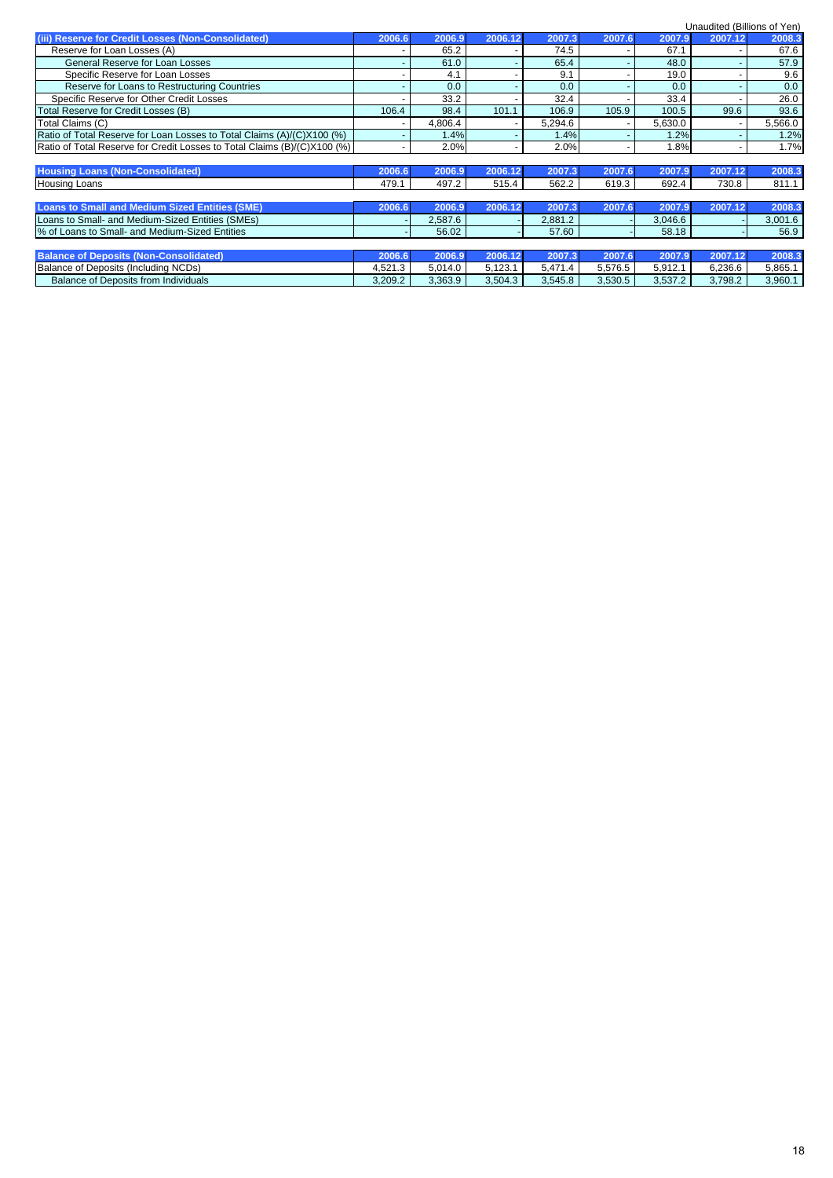Unaudited (Billions of Yen)

| (iii) Reserve for Credit Losses (Non-Consolidated) | 2006.6 | 2006.9 | 2006.12 | 2007.3 | 2007.6 | 2007.9 | 2007.12 | 2008.3 |
|---|---|---|---|---|---|---|---|---|
| Reserve for Loan Losses (A) | - | 65.2 | - | 74.5 | - | 67.1 | - | 67.6 |
| General Reserve for Loan Losses | - | 61.0 | - | 65.4 | - | 48.0 | - | 57.9 |
| Specific Reserve for Loan Losses | - | 4.1 | - | 9.1 | - | 19.0 | - | 9.6 |
| Reserve for Loans to Restructuring Countries | - | 0.0 | - | 0.0 | - | 0.0 | - | 0.0 |
| Specific Reserve for Other Credit Losses | - | 33.2 | - | 32.4 | - | 33.4 | - | 26.0 |
| Total Reserve for Credit Losses (B) | 106.4 | 98.4 | 101.1 | 106.9 | 105.9 | 100.5 | 99.6 | 93.6 |
| Total Claims (C) | - | 4,806.4 | - | 5,294.6 | - | 5,630.0 | - | 5,566.0 |
| Ratio of Total Reserve for Loan Losses to Total Claims (A)/(C)X100 (%) | - | 1.4% | - | 1.4% | - | 1.2% | - | 1.2% |
| Ratio of Total Reserve for Credit Losses to Total Claims (B)/(C)X100 (%) | - | 2.0% | - | 2.0% | - | 1.8% | - | 1.7% |

| Housing Loans (Non-Consolidated) | 2006.6 | 2006.9 | 2006.12 | 2007.3 | 2007.6 | 2007.9 | 2007.12 | 2008.3 |
|---|---|---|---|---|---|---|---|---|
| Housing Loans | 479.1 | 497.2 | 515.4 | 562.2 | 619.3 | 692.4 | 730.8 | 811.1 |

| Loans to Small and Medium Sized Entities (SME) | 2006.6 | 2006.9 | 2006.12 | 2007.3 | 2007.6 | 2007.9 | 2007.12 | 2008.3 |
|---|---|---|---|---|---|---|---|---|
| Loans to Small- and Medium-Sized Entities (SMEs) | - | 2,587.6 | - | 2,881.2 | - | 3,046.6 | - | 3,001.6 |
| % of Loans to Small- and Medium-Sized Entities | - | 56.02 | - | 57.60 | - | 58.18 | - | 56.9 |

| Balance of Deposits (Non-Consolidated) | 2006.6 | 2006.9 | 2006.12 | 2007.3 | 2007.6 | 2007.9 | 2007.12 | 2008.3 |
|---|---|---|---|---|---|---|---|---|
| Balance of Deposits (Including NCDs) | 4,521.3 | 5,014.0 | 5,123.1 | 5,471.4 | 5,576.5 | 5,912.1 | 6,236.6 | 5,865.1 |
| Balance of Deposits from Individuals | 3,209.2 | 3,363.9 | 3,504.3 | 3,545.8 | 3,530.5 | 3,537.2 | 3,798.2 | 3,960.1 |